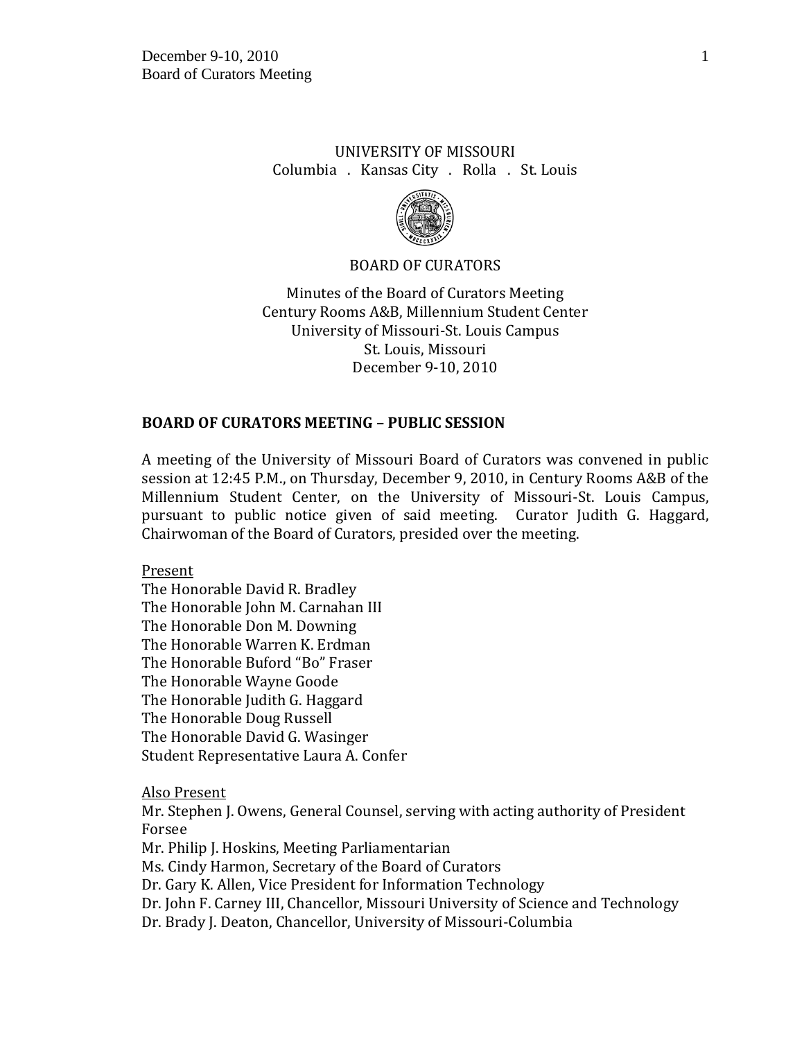UNIVERSITY OF MISSOURI
Columbia . Kansas City . Rolla . St. Louis

BOARD OF CURATORS

Minutes of the Board of Curators Meeting
Century Rooms A&B, Millennium Student Center
University of Missouri-St. Louis Campus
St. Louis, Missouri
December 9-10, 2010

## BOARD OF CURATORS MEETING – PUBLIC SESSION

A meeting of the University of Missouri Board of Curators was convened in public session at 12:45 P.M., on Thursday, December 9, 2010, in Century Rooms A&B of the Millennium Student Center, on the University of Missouri-St. Louis Campus, pursuant to public notice given of said meeting. Curator Judith G. Haggard, Chairwoman of the Board of Curators, presided over the meeting.

Present
The Honorable David R. Bradley
The Honorable John M. Carnahan III
The Honorable Don M. Downing
The Honorable Warren K. Erdman
The Honorable Buford "Bo" Fraser
The Honorable Wayne Goode
The Honorable Judith G. Haggard
The Honorable Doug Russell
The Honorable David G. Wasinger
Student Representative Laura A. Confer

Also Present
Mr. Stephen J. Owens, General Counsel, serving with acting authority of President Forsee
Mr. Philip J. Hoskins, Meeting Parliamentarian
Ms. Cindy Harmon, Secretary of the Board of Curators
Dr. Gary K. Allen, Vice President for Information Technology
Dr. John F. Carney III, Chancellor, Missouri University of Science and Technology
Dr. Brady J. Deaton, Chancellor, University of Missouri-Columbia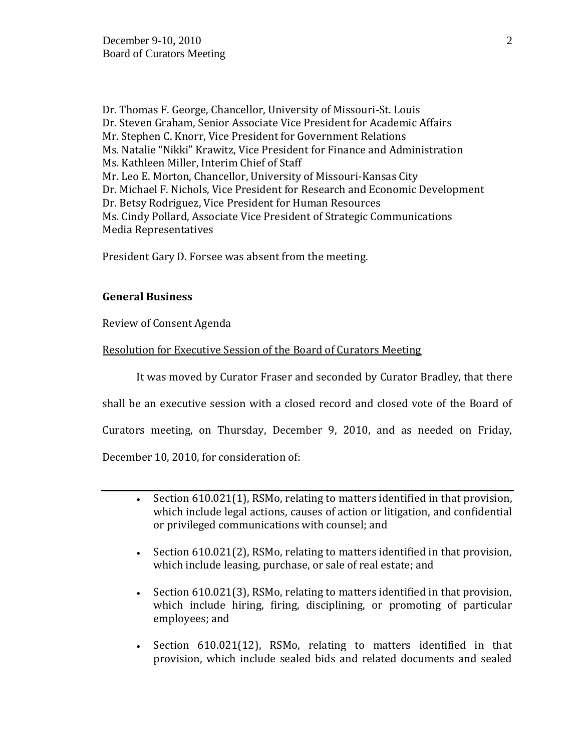Dr. Thomas F. George, Chancellor, University of Missouri-St. Louis
Dr. Steven Graham, Senior Associate Vice President for Academic Affairs
Mr. Stephen C. Knorr, Vice President for Government Relations
Ms. Natalie "Nikki" Krawitz, Vice President for Finance and Administration
Ms. Kathleen Miller, Interim Chief of Staff
Mr. Leo E. Morton, Chancellor, University of Missouri-Kansas City
Dr. Michael F. Nichols, Vice President for Research and Economic Development
Dr. Betsy Rodriguez, Vice President for Human Resources
Ms. Cindy Pollard, Associate Vice President of Strategic Communications
Media Representatives

President Gary D. Forsee was absent from the meeting.

**General Business**

Review of Consent Agenda

Resolution for Executive Session of the Board of Curators Meeting

It was moved by Curator Fraser and seconded by Curator Bradley, that there shall be an executive session with a closed record and closed vote of the Board of Curators meeting, on Thursday, December 9, 2010, and as needed on Friday, December 10, 2010, for consideration of:

---

- Section 610.021(1), RSMo, relating to matters identified in that provision, which include legal actions, causes of action or litigation, and confidential or privileged communications with counsel; and
- Section 610.021(2), RSMo, relating to matters identified in that provision, which include leasing, purchase, or sale of real estate; and
- Section 610.021(3), RSMo, relating to matters identified in that provision, which include hiring, firing, disciplining, or promoting of particular employees; and
- Section 610.021(12), RSMo, relating to matters identified in that provision, which include sealed bids and related documents and sealed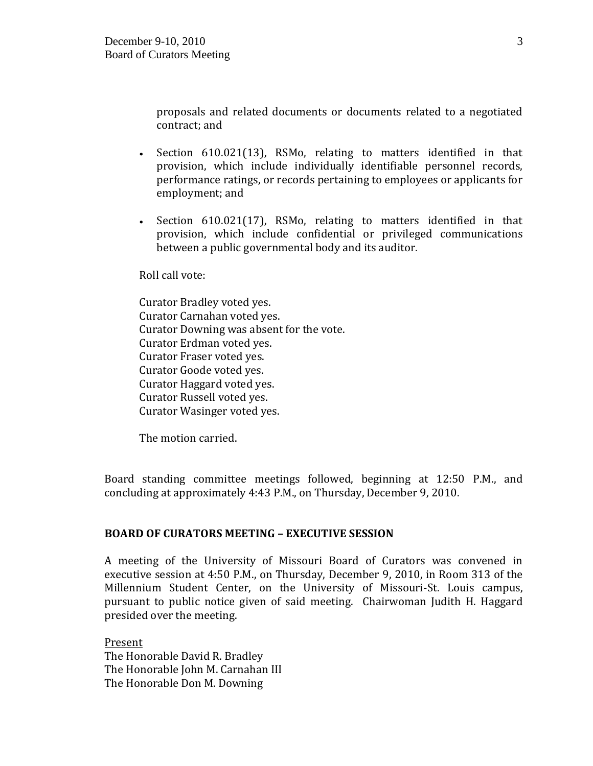proposals and related documents or documents related to a negotiated contract; and

- Section 610.021(13), RSMo, relating to matters identified in that provision, which include individually identifiable personnel records, performance ratings, or records pertaining to employees or applicants for employment; and
- Section 610.021(17), RSMo, relating to matters identified in that provision, which include confidential or privileged communications between a public governmental body and its auditor.

Roll call vote:

Curator Bradley voted yes.
Curator Carnahan voted yes.
Curator Downing was absent for the vote.
Curator Erdman voted yes.
Curator Fraser voted yes.
Curator Goode voted yes.
Curator Haggard voted yes.
Curator Russell voted yes.
Curator Wasinger voted yes.

The motion carried.

Board standing committee meetings followed, beginning at 12:50 P.M., and concluding at approximately 4:43 P.M., on Thursday, December 9, 2010.

**BOARD OF CURATORS MEETING – EXECUTIVE SESSION**

A meeting of the University of Missouri Board of Curators was convened in executive session at 4:50 P.M., on Thursday, December 9, 2010, in Room 313 of the Millennium Student Center, on the University of Missouri-St. Louis campus, pursuant to public notice given of said meeting. Chairwoman Judith H. Haggard presided over the meeting.

Present
The Honorable David R. Bradley
The Honorable John M. Carnahan III
The Honorable Don M. Downing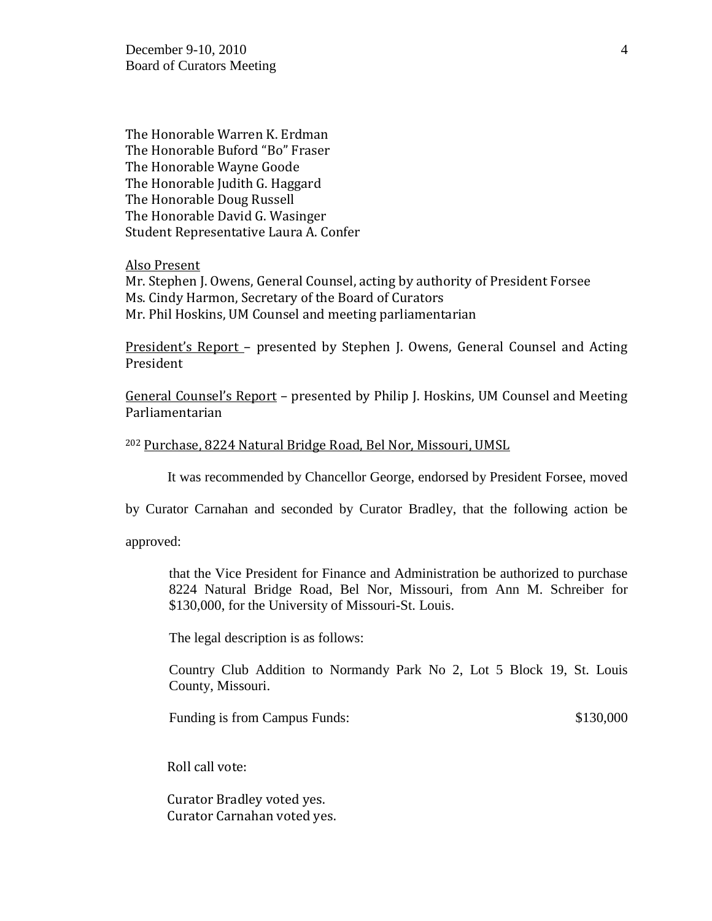The Honorable Warren K. Erdman
The Honorable Buford "Bo" Fraser
The Honorable Wayne Goode
The Honorable Judith G. Haggard
The Honorable Doug Russell
The Honorable David G. Wasinger
Student Representative Laura A. Confer

Also Present

Mr. Stephen J. Owens, General Counsel, acting by authority of President Forsee
Ms. Cindy Harmon, Secretary of the Board of Curators
Mr. Phil Hoskins, UM Counsel and meeting parliamentarian

President's Report – presented by Stephen J. Owens, General Counsel and Acting President

General Counsel's Report – presented by Philip J. Hoskins, UM Counsel and Meeting Parliamentarian

[202] Purchase, 8224 Natural Bridge Road, Bel Nor, Missouri, UMSL

It was recommended by Chancellor George, endorsed by President Forsee, moved by Curator Carnahan and seconded by Curator Bradley, that the following action be approved:

> that the Vice President for Finance and Administration be authorized to purchase 8224 Natural Bridge Road, Bel Nor, Missouri, from Ann M. Schreiber for $130,000, for the University of Missouri-St. Louis.
>
> The legal description is as follows:
>
> Country Club Addition to Normandy Park No 2, Lot 5 Block 19, St. Louis County, Missouri.
>
> Funding is from Campus Funds: $130,000

Roll call vote:

Curator Bradley voted yes.
Curator Carnahan voted yes.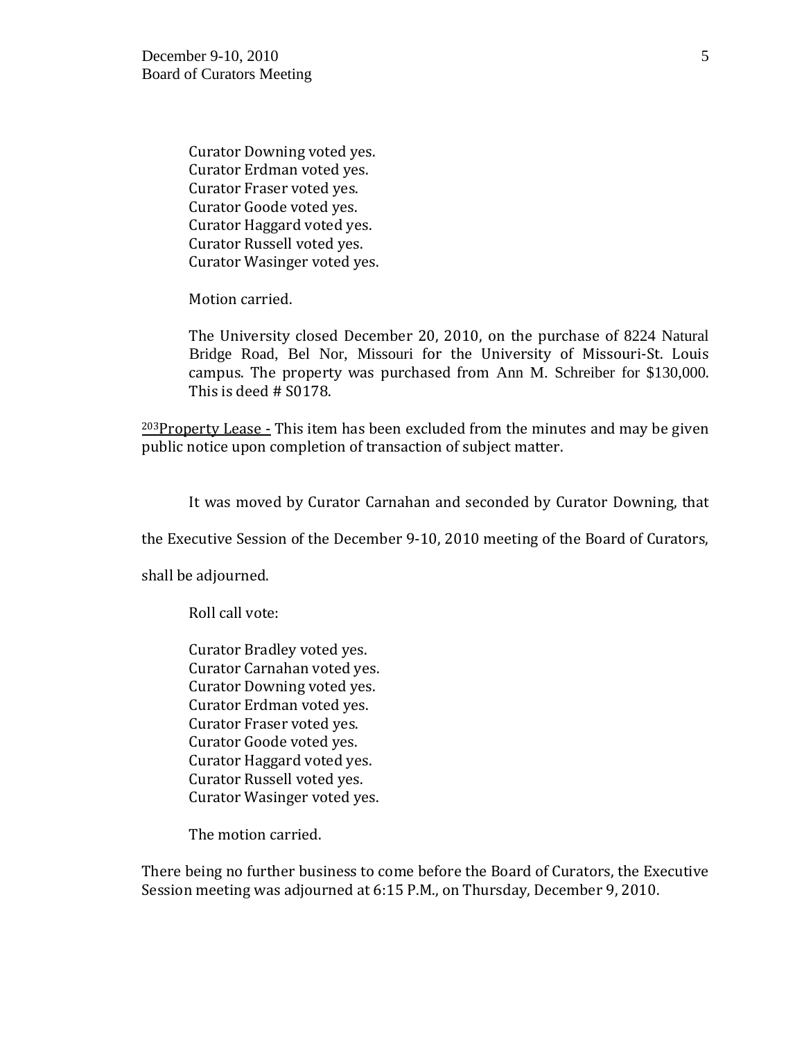Curator Downing voted yes.  
Curator Erdman voted yes.  
Curator Fraser voted yes.  
Curator Goode voted yes.  
Curator Haggard voted yes.  
Curator Russell voted yes.  
Curator Wasinger voted yes.

Motion carried.

The University closed December 20, 2010, on the purchase of 8224 Natural Bridge Road, Bel Nor, Missouri for the University of Missouri-St. Louis campus. The property was purchased from Ann M. Schreiber for $130,000. This is deed # S0178.

[203]<u>Property Lease -</u> This item has been excluded from the minutes and may be given public notice upon completion of transaction of subject matter.

It was moved by Curator Carnahan and seconded by Curator Downing, that the Executive Session of the December 9-10, 2010 meeting of the Board of Curators, shall be adjourned.

Roll call vote:

Curator Bradley voted yes.  
Curator Carnahan voted yes.  
Curator Downing voted yes.  
Curator Erdman voted yes.  
Curator Fraser voted yes.  
Curator Goode voted yes.  
Curator Haggard voted yes.  
Curator Russell voted yes.  
Curator Wasinger voted yes.

The motion carried.

There being no further business to come before the Board of Curators, the Executive Session meeting was adjourned at 6:15 P.M., on Thursday, December 9, 2010.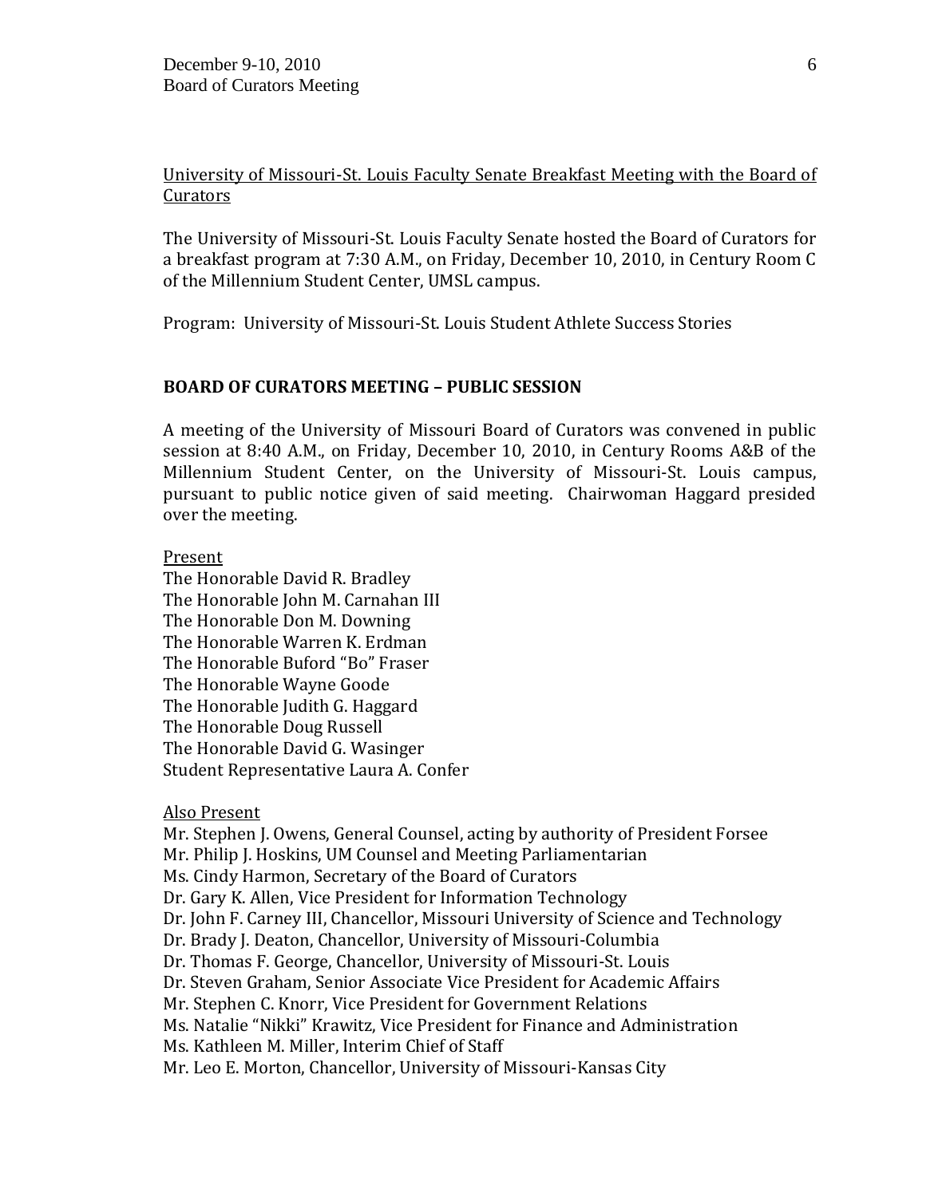University of Missouri-St. Louis Faculty Senate Breakfast Meeting with the Board of Curators

The University of Missouri-St. Louis Faculty Senate hosted the Board of Curators for a breakfast program at 7:30 A.M., on Friday, December 10, 2010, in Century Room C of the Millennium Student Center, UMSL campus.

Program: University of Missouri-St. Louis Student Athlete Success Stories

## BOARD OF CURATORS MEETING – PUBLIC SESSION

A meeting of the University of Missouri Board of Curators was convened in public session at 8:40 A.M., on Friday, December 10, 2010, in Century Rooms A&B of the Millennium Student Center, on the University of Missouri-St. Louis campus, pursuant to public notice given of said meeting. Chairwoman Haggard presided over the meeting.

Present

The Honorable David R. Bradley
The Honorable John M. Carnahan III
The Honorable Don M. Downing
The Honorable Warren K. Erdman
The Honorable Buford "Bo" Fraser
The Honorable Wayne Goode
The Honorable Judith G. Haggard
The Honorable Doug Russell
The Honorable David G. Wasinger
Student Representative Laura A. Confer

Also Present

Mr. Stephen J. Owens, General Counsel, acting by authority of President Forsee
Mr. Philip J. Hoskins, UM Counsel and Meeting Parliamentarian
Ms. Cindy Harmon, Secretary of the Board of Curators
Dr. Gary K. Allen, Vice President for Information Technology
Dr. John F. Carney III, Chancellor, Missouri University of Science and Technology
Dr. Brady J. Deaton, Chancellor, University of Missouri-Columbia
Dr. Thomas F. George, Chancellor, University of Missouri-St. Louis
Dr. Steven Graham, Senior Associate Vice President for Academic Affairs
Mr. Stephen C. Knorr, Vice President for Government Relations
Ms. Natalie "Nikki" Krawitz, Vice President for Finance and Administration
Ms. Kathleen M. Miller, Interim Chief of Staff
Mr. Leo E. Morton, Chancellor, University of Missouri-Kansas City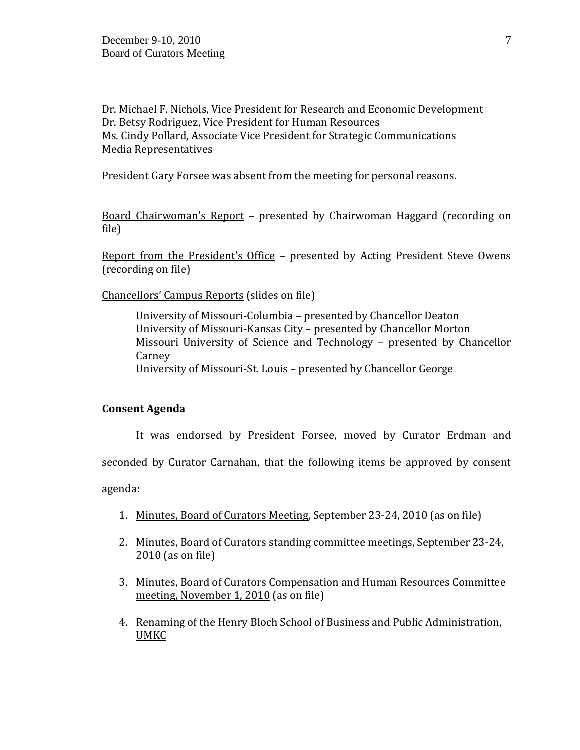Dr. Michael F. Nichols, Vice President for Research and Economic Development
Dr. Betsy Rodriguez, Vice President for Human Resources
Ms. Cindy Pollard, Associate Vice President for Strategic Communications
Media Representatives

President Gary Forsee was absent from the meeting for personal reasons.

Board Chairwoman's Report – presented by Chairwoman Haggard (recording on file)

Report from the President's Office – presented by Acting President Steve Owens (recording on file)

Chancellors' Campus Reports (slides on file)

University of Missouri-Columbia – presented by Chancellor Deaton
University of Missouri-Kansas City – presented by Chancellor Morton
Missouri University of Science and Technology – presented by Chancellor Carney
University of Missouri-St. Louis – presented by Chancellor George

**Consent Agenda**

It was endorsed by President Forsee, moved by Curator Erdman and seconded by Curator Carnahan, that the following items be approved by consent agenda:

1. Minutes, Board of Curators Meeting, September 23-24, 2010 (as on file)

2. Minutes, Board of Curators standing committee meetings, September 23-24, 2010 (as on file)

3. Minutes, Board of Curators Compensation and Human Resources Committee meeting, November 1, 2010 (as on file)

4. Renaming of the Henry Bloch School of Business and Public Administration, UMKC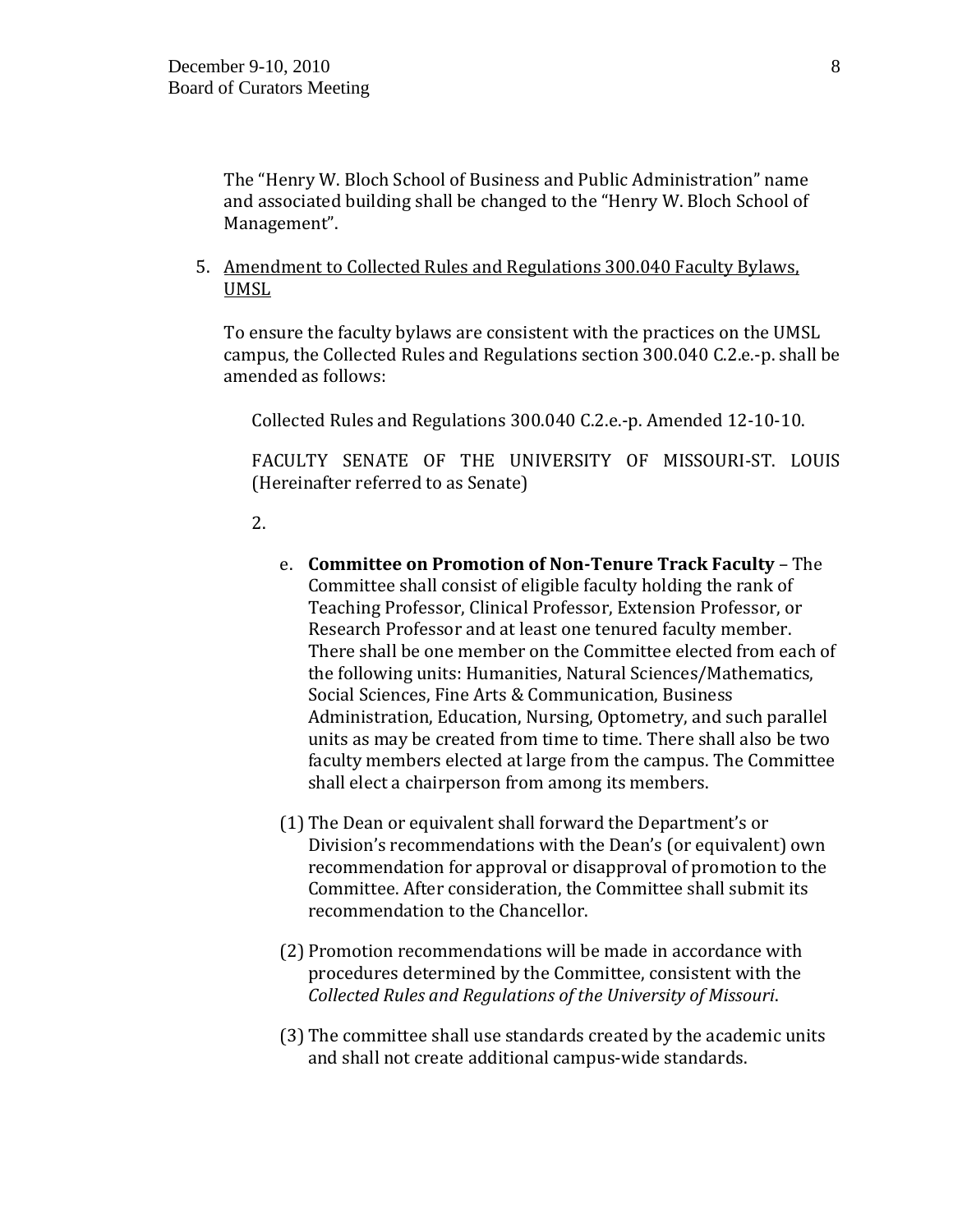The “Henry W. Bloch School of Business and Public Administration” name and associated building shall be changed to the “Henry W. Bloch School of Management”.

5. Amendment to Collected Rules and Regulations 300.040 Faculty Bylaws, UMSL

   To ensure the faculty bylaws are consistent with the practices on the UMSL campus, the Collected Rules and Regulations section 300.040 C.2.e.-p. shall be amended as follows:

   Collected Rules and Regulations 300.040 C.2.e.-p. Amended 12-10-10.

   FACULTY SENATE OF THE UNIVERSITY OF MISSOURI-ST. LOUIS (Hereinafter referred to as Senate)

   2.

   e. **Committee on Promotion of Non-Tenure Track Faculty** – The Committee shall consist of eligible faculty holding the rank of Teaching Professor, Clinical Professor, Extension Professor, or Research Professor and at least one tenured faculty member. There shall be one member on the Committee elected from each of the following units: Humanities, Natural Sciences/Mathematics, Social Sciences, Fine Arts & Communication, Business Administration, Education, Nursing, Optometry, and such parallel units as may be created from time to time. There shall also be two faculty members elected at large from the campus. The Committee shall elect a chairperson from among its members.

   (1) The Dean or equivalent shall forward the Department’s or Division’s recommendations with the Dean’s (or equivalent) own recommendation for approval or disapproval of promotion to the Committee. After consideration, the Committee shall submit its recommendation to the Chancellor.

   (2) Promotion recommendations will be made in accordance with procedures determined by the Committee, consistent with the *Collected Rules and Regulations of the University of Missouri*.

   (3) The committee shall use standards created by the academic units and shall not create additional campus-wide standards.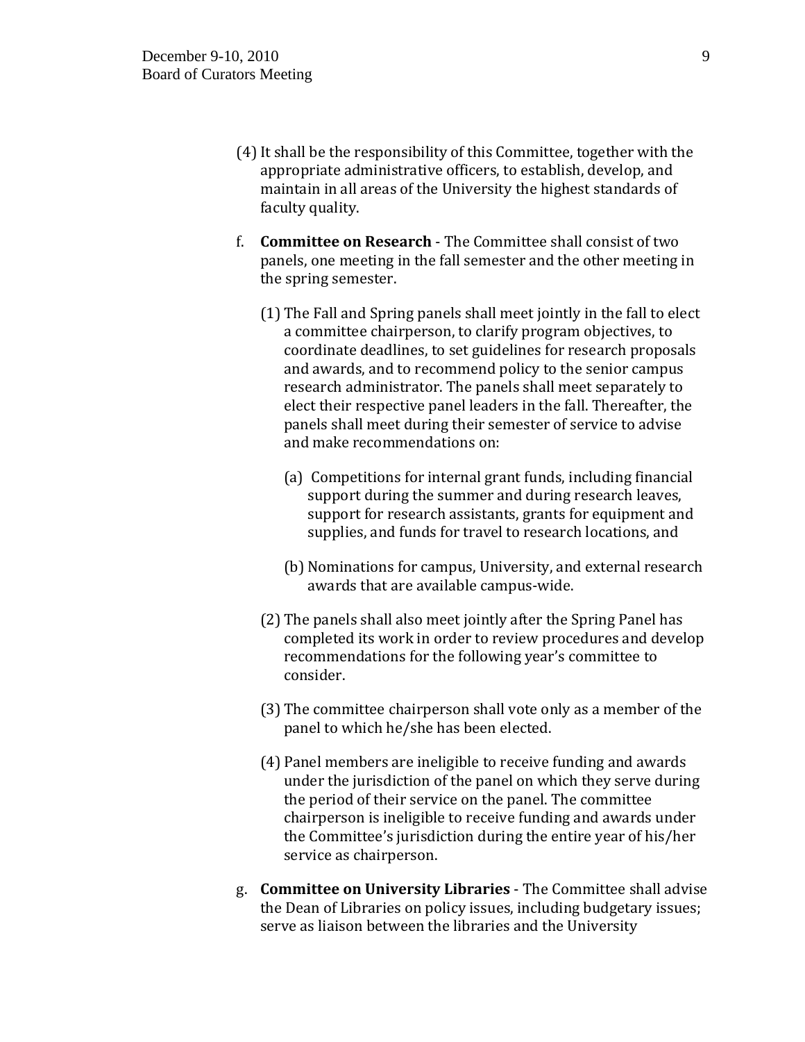(4) It shall be the responsibility of this Committee, together with the appropriate administrative officers, to establish, develop, and maintain in all areas of the University the highest standards of faculty quality.

f. **Committee on Research** - The Committee shall consist of two panels, one meeting in the fall semester and the other meeting in the spring semester.

   (1) The Fall and Spring panels shall meet jointly in the fall to elect a committee chairperson, to clarify program objectives, to coordinate deadlines, to set guidelines for research proposals and awards, and to recommend policy to the senior campus research administrator. The panels shall meet separately to elect their respective panel leaders in the fall. Thereafter, the panels shall meet during their semester of service to advise and make recommendations on:

      (a) Competitions for internal grant funds, including financial support during the summer and during research leaves, support for research assistants, grants for equipment and supplies, and funds for travel to research locations, and

      (b) Nominations for campus, University, and external research awards that are available campus-wide.

   (2) The panels shall also meet jointly after the Spring Panel has completed its work in order to review procedures and develop recommendations for the following year's committee to consider.

   (3) The committee chairperson shall vote only as a member of the panel to which he/she has been elected.

   (4) Panel members are ineligible to receive funding and awards under the jurisdiction of the panel on which they serve during the period of their service on the panel. The committee chairperson is ineligible to receive funding and awards under the Committee's jurisdiction during the entire year of his/her service as chairperson.

g. **Committee on University Libraries** - The Committee shall advise the Dean of Libraries on policy issues, including budgetary issues; serve as liaison between the libraries and the University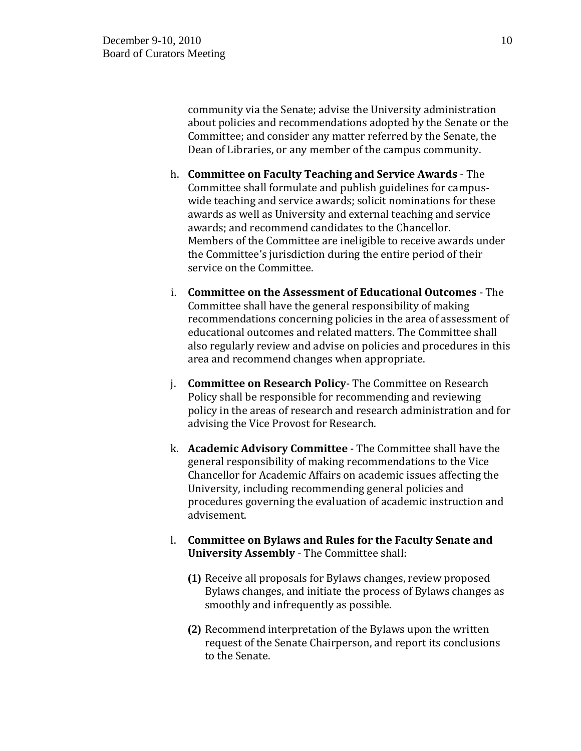community via the Senate; advise the University administration about policies and recommendations adopted by the Senate or the Committee; and consider any matter referred by the Senate, the Dean of Libraries, or any member of the campus community.

h. **Committee on Faculty Teaching and Service Awards** - The Committee shall formulate and publish guidelines for campus-wide teaching and service awards; solicit nominations for these awards as well as University and external teaching and service awards; and recommend candidates to the Chancellor. Members of the Committee are ineligible to receive awards under the Committee's jurisdiction during the entire period of their service on the Committee.

i. **Committee on the Assessment of Educational Outcomes** - The Committee shall have the general responsibility of making recommendations concerning policies in the area of assessment of educational outcomes and related matters. The Committee shall also regularly review and advise on policies and procedures in this area and recommend changes when appropriate.

j. **Committee on Research Policy**- The Committee on Research Policy shall be responsible for recommending and reviewing policy in the areas of research and research administration and for advising the Vice Provost for Research.

k. **Academic Advisory Committee** - The Committee shall have the general responsibility of making recommendations to the Vice Chancellor for Academic Affairs on academic issues affecting the University, including recommending general policies and procedures governing the evaluation of academic instruction and advisement.

l. **Committee on Bylaws and Rules for the Faculty Senate and University Assembly** - The Committee shall:

   **(1)** Receive all proposals for Bylaws changes, review proposed Bylaws changes, and initiate the process of Bylaws changes as smoothly and infrequently as possible.

   **(2)** Recommend interpretation of the Bylaws upon the written request of the Senate Chairperson, and report its conclusions to the Senate.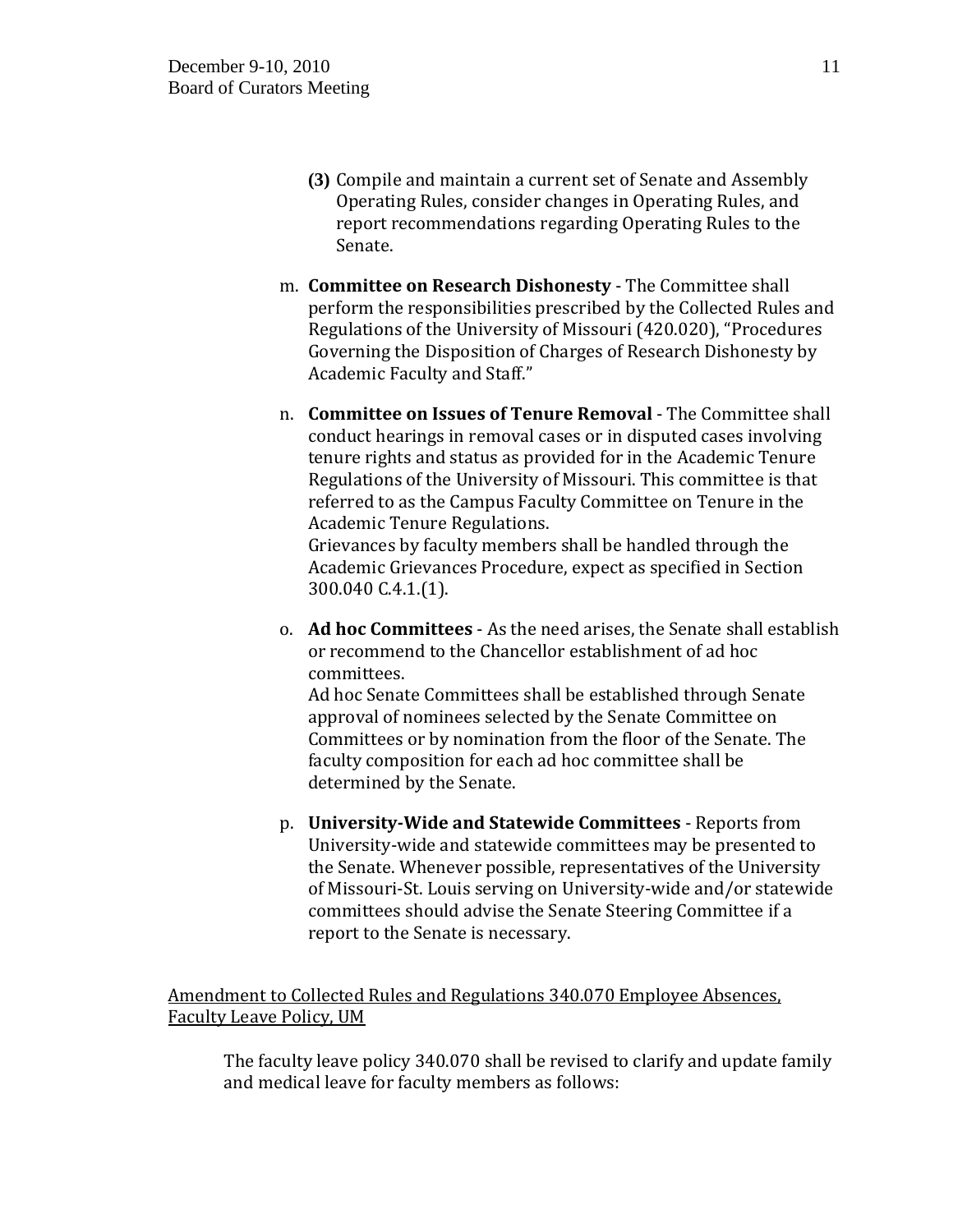**(3)** Compile and maintain a current set of Senate and Assembly Operating Rules, consider changes in Operating Rules, and report recommendations regarding Operating Rules to the Senate.

m. **Committee on Research Dishonesty** - The Committee shall perform the responsibilities prescribed by the Collected Rules and Regulations of the University of Missouri (420.020), "Procedures Governing the Disposition of Charges of Research Dishonesty by Academic Faculty and Staff."

n. **Committee on Issues of Tenure Removal** - The Committee shall conduct hearings in removal cases or in disputed cases involving tenure rights and status as provided for in the Academic Tenure Regulations of the University of Missouri. This committee is that referred to as the Campus Faculty Committee on Tenure in the Academic Tenure Regulations.
Grievances by faculty members shall be handled through the Academic Grievances Procedure, expect as specified in Section 300.040 C.4.1.(1).

o. **Ad hoc Committees** - As the need arises, the Senate shall establish or recommend to the Chancellor establishment of ad hoc committees.
Ad hoc Senate Committees shall be established through Senate approval of nominees selected by the Senate Committee on Committees or by nomination from the floor of the Senate. The faculty composition for each ad hoc committee shall be determined by the Senate.

p. **University-Wide and Statewide Committees** - Reports from University-wide and statewide committees may be presented to the Senate. Whenever possible, representatives of the University of Missouri-St. Louis serving on University-wide and/or statewide committees should advise the Senate Steering Committee if a report to the Senate is necessary.

<u>Amendment to Collected Rules and Regulations 340.070 Employee Absences, Faculty Leave Policy, UM</u>

The faculty leave policy 340.070 shall be revised to clarify and update family and medical leave for faculty members as follows: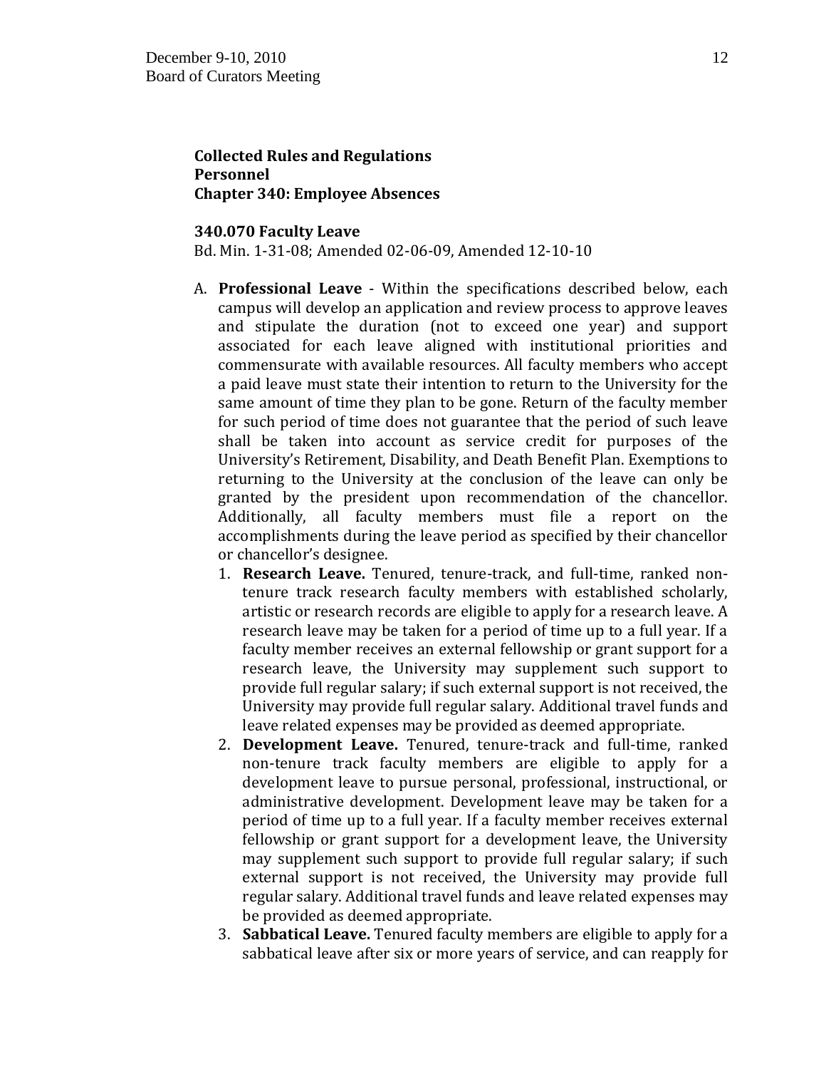**Collected Rules and Regulations**
**Personnel**
**Chapter 340: Employee Absences**

**340.070 Faculty Leave**

Bd. Min. 1-31-08; Amended 02-06-09, Amended 12-10-10

A. **Professional Leave** - Within the specifications described below, each campus will develop an application and review process to approve leaves and stipulate the duration (not to exceed one year) and support associated for each leave aligned with institutional priorities and commensurate with available resources. All faculty members who accept a paid leave must state their intention to return to the University for the same amount of time they plan to be gone. Return of the faculty member for such period of time does not guarantee that the period of such leave shall be taken into account as service credit for purposes of the University's Retirement, Disability, and Death Benefit Plan. Exemptions to returning to the University at the conclusion of the leave can only be granted by the president upon recommendation of the chancellor. Additionally, all faculty members must file a report on the accomplishments during the leave period as specified by their chancellor or chancellor's designee.

   1. **Research Leave.** Tenured, tenure-track, and full-time, ranked non-tenure track research faculty members with established scholarly, artistic or research records are eligible to apply for a research leave. A research leave may be taken for a period of time up to a full year. If a faculty member receives an external fellowship or grant support for a research leave, the University may supplement such support to provide full regular salary; if such external support is not received, the University may provide full regular salary. Additional travel funds and leave related expenses may be provided as deemed appropriate.
   2. **Development Leave.** Tenured, tenure-track and full-time, ranked non-tenure track faculty members are eligible to apply for a development leave to pursue personal, professional, instructional, or administrative development. Development leave may be taken for a period of time up to a full year. If a faculty member receives external fellowship or grant support for a development leave, the University may supplement such support to provide full regular salary; if such external support is not received, the University may provide full regular salary. Additional travel funds and leave related expenses may be provided as deemed appropriate.
   3. **Sabbatical Leave.** Tenured faculty members are eligible to apply for a sabbatical leave after six or more years of service, and can reapply for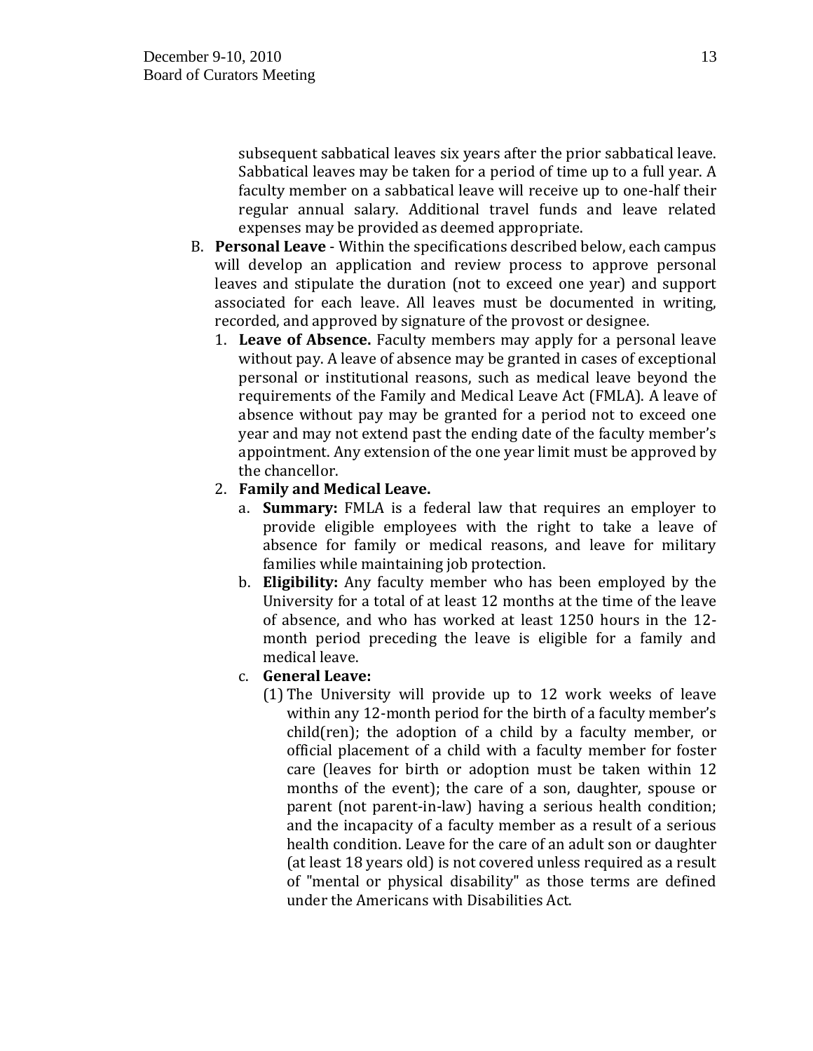subsequent sabbatical leaves six years after the prior sabbatical leave. Sabbatical leaves may be taken for a period of time up to a full year. A faculty member on a sabbatical leave will receive up to one-half their regular annual salary. Additional travel funds and leave related expenses may be provided as deemed appropriate.

B. **Personal Leave** - Within the specifications described below, each campus will develop an application and review process to approve personal leaves and stipulate the duration (not to exceed one year) and support associated for each leave. All leaves must be documented in writing, recorded, and approved by signature of the provost or designee.

   1. **Leave of Absence.** Faculty members may apply for a personal leave without pay. A leave of absence may be granted in cases of exceptional personal or institutional reasons, such as medical leave beyond the requirements of the Family and Medical Leave Act (FMLA). A leave of absence without pay may be granted for a period not to exceed one year and may not extend past the ending date of the faculty member's appointment. Any extension of the one year limit must be approved by the chancellor.

   2. **Family and Medical Leave.**

      a. **Summary:** FMLA is a federal law that requires an employer to provide eligible employees with the right to take a leave of absence for family or medical reasons, and leave for military families while maintaining job protection.

      b. **Eligibility:** Any faculty member who has been employed by the University for a total of at least 12 months at the time of the leave of absence, and who has worked at least 1250 hours in the 12-month period preceding the leave is eligible for a family and medical leave.

      c. **General Leave:**

         (1) The University will provide up to 12 work weeks of leave within any 12-month period for the birth of a faculty member's child(ren); the adoption of a child by a faculty member, or official placement of a child with a faculty member for foster care (leaves for birth or adoption must be taken within 12 months of the event); the care of a son, daughter, spouse or parent (not parent-in-law) having a serious health condition; and the incapacity of a faculty member as a result of a serious health condition. Leave for the care of an adult son or daughter (at least 18 years old) is not covered unless required as a result of "mental or physical disability" as those terms are defined under the Americans with Disabilities Act.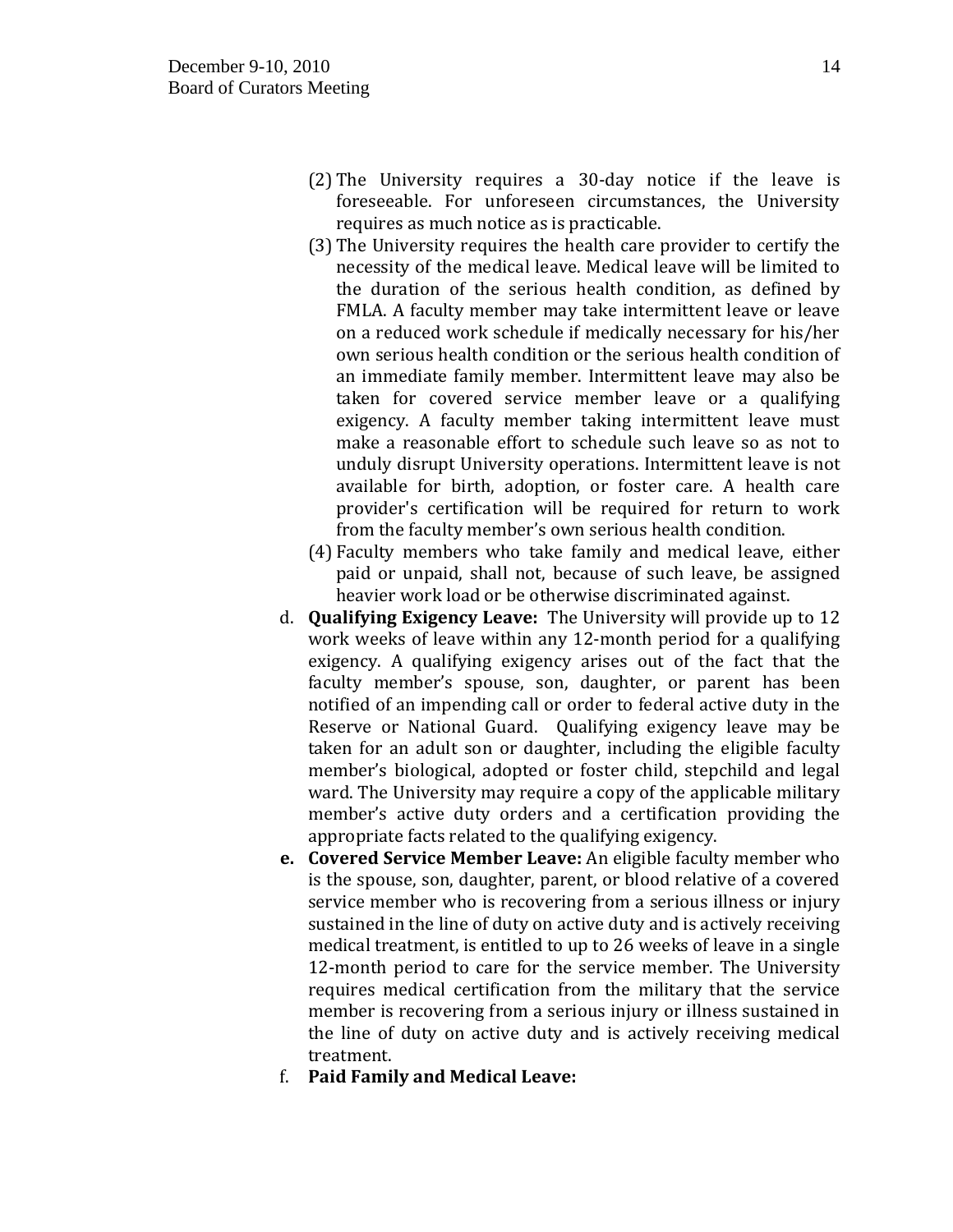(2) The University requires a 30-day notice if the leave is foreseeable. For unforeseen circumstances, the University requires as much notice as is practicable.

(3) The University requires the health care provider to certify the necessity of the medical leave. Medical leave will be limited to the duration of the serious health condition, as defined by FMLA. A faculty member may take intermittent leave or leave on a reduced work schedule if medically necessary for his/her own serious health condition or the serious health condition of an immediate family member. Intermittent leave may also be taken for covered service member leave or a qualifying exigency. A faculty member taking intermittent leave must make a reasonable effort to schedule such leave so as not to unduly disrupt University operations. Intermittent leave is not available for birth, adoption, or foster care. A health care provider's certification will be required for return to work from the faculty member's own serious health condition.

(4) Faculty members who take family and medical leave, either paid or unpaid, shall not, because of such leave, be assigned heavier work load or be otherwise discriminated against.

d. **Qualifying Exigency Leave:** The University will provide up to 12 work weeks of leave within any 12-month period for a qualifying exigency. A qualifying exigency arises out of the fact that the faculty member's spouse, son, daughter, or parent has been notified of an impending call or order to federal active duty in the Reserve or National Guard. Qualifying exigency leave may be taken for an adult son or daughter, including the eligible faculty member's biological, adopted or foster child, stepchild and legal ward. The University may require a copy of the applicable military member's active duty orders and a certification providing the appropriate facts related to the qualifying exigency.

**e. Covered Service Member Leave:** An eligible faculty member who is the spouse, son, daughter, parent, or blood relative of a covered service member who is recovering from a serious illness or injury sustained in the line of duty on active duty and is actively receiving medical treatment, is entitled to up to 26 weeks of leave in a single 12-month period to care for the service member. The University requires medical certification from the military that the service member is recovering from a serious injury or illness sustained in the line of duty on active duty and is actively receiving medical treatment.

f. **Paid Family and Medical Leave:**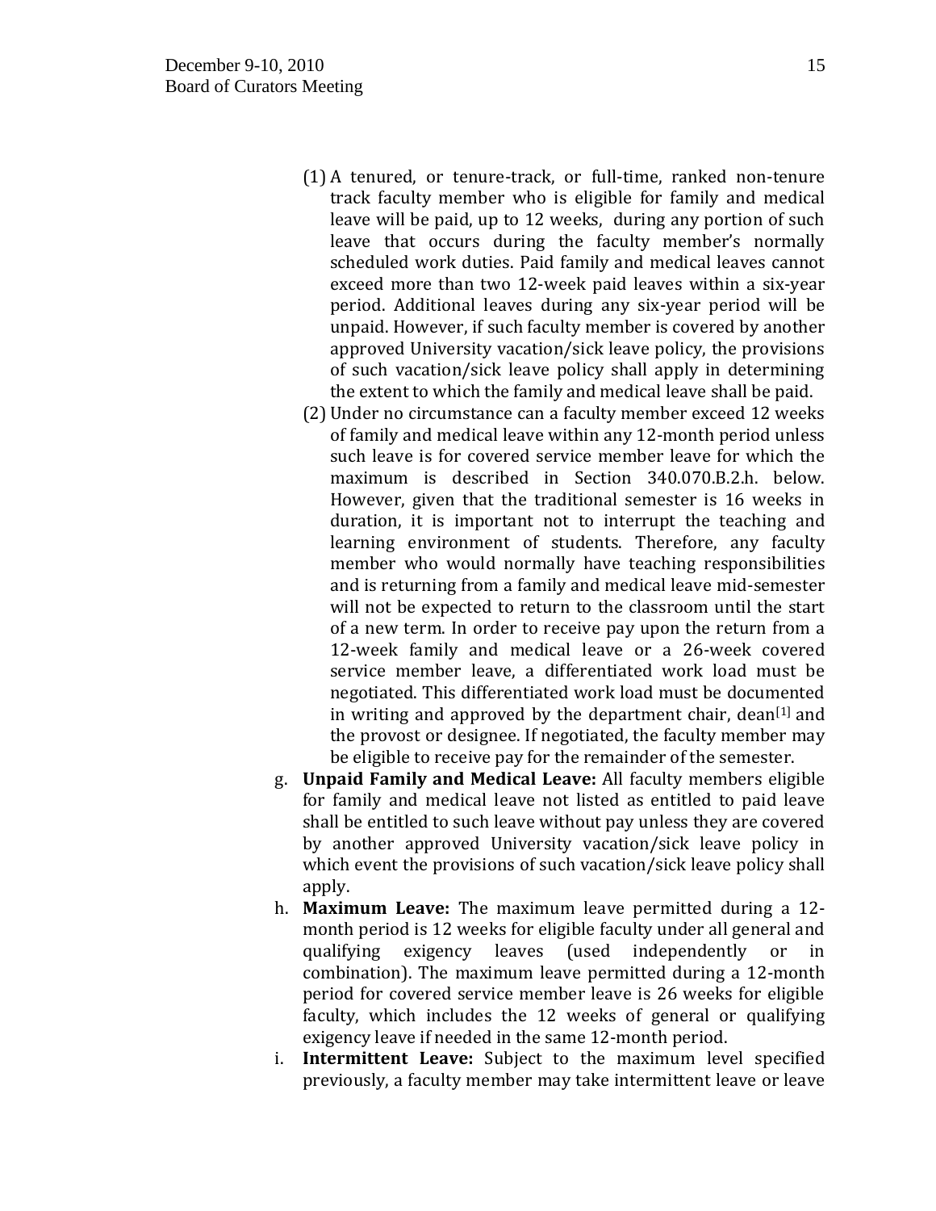(1) A tenured, or tenure-track, or full-time, ranked non-tenure track faculty member who is eligible for family and medical leave will be paid, up to 12 weeks, during any portion of such leave that occurs during the faculty member's normally scheduled work duties. Paid family and medical leaves cannot exceed more than two 12-week paid leaves within a six-year period. Additional leaves during any six-year period will be unpaid. However, if such faculty member is covered by another approved University vacation/sick leave policy, the provisions of such vacation/sick leave policy shall apply in determining the extent to which the family and medical leave shall be paid.

(2) Under no circumstance can a faculty member exceed 12 weeks of family and medical leave within any 12-month period unless such leave is for covered service member leave for which the maximum is described in Section 340.070.B.2.h. below. However, given that the traditional semester is 16 weeks in duration, it is important not to interrupt the teaching and learning environment of students. Therefore, any faculty member who would normally have teaching responsibilities and is returning from a family and medical leave mid-semester will not be expected to return to the classroom until the start of a new term. In order to receive pay upon the return from a 12-week family and medical leave or a 26-week covered service member leave, a differentiated work load must be negotiated. This differentiated work load must be documented in writing and approved by the department chair, dean[1] and the provost or designee. If negotiated, the faculty member may be eligible to receive pay for the remainder of the semester.

g. **Unpaid Family and Medical Leave:** All faculty members eligible for family and medical leave not listed as entitled to paid leave shall be entitled to such leave without pay unless they are covered by another approved University vacation/sick leave policy in which event the provisions of such vacation/sick leave policy shall apply.

h. **Maximum Leave:** The maximum leave permitted during a 12-month period is 12 weeks for eligible faculty under all general and qualifying exigency leaves (used independently or in combination). The maximum leave permitted during a 12-month period for covered service member leave is 26 weeks for eligible faculty, which includes the 12 weeks of general or qualifying exigency leave if needed in the same 12-month period.

i. **Intermittent Leave:** Subject to the maximum level specified previously, a faculty member may take intermittent leave or leave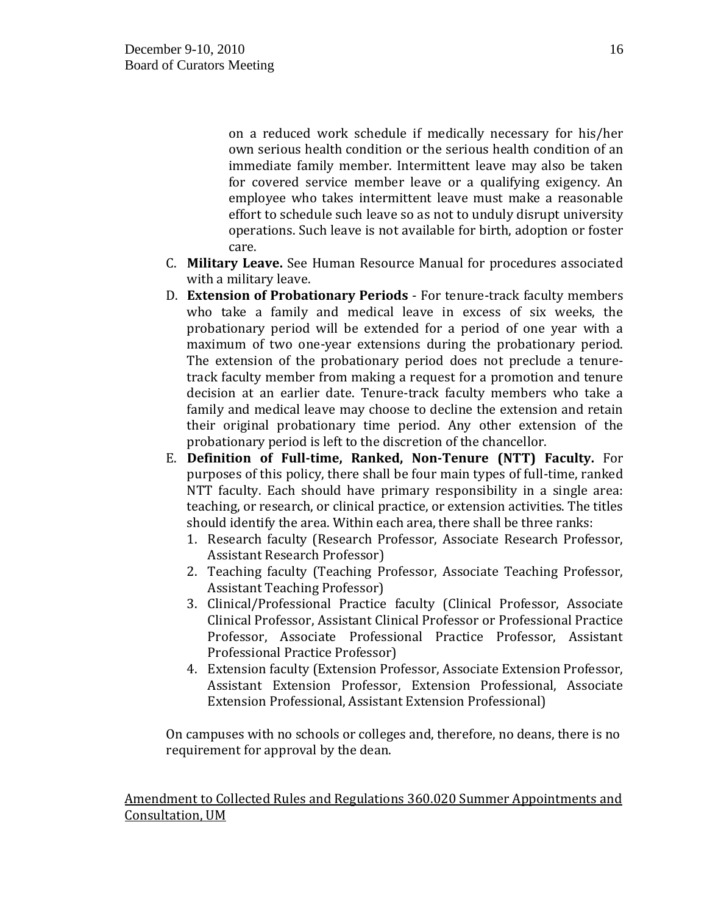on a reduced work schedule if medically necessary for his/her own serious health condition or the serious health condition of an immediate family member. Intermittent leave may also be taken for covered service member leave or a qualifying exigency. An employee who takes intermittent leave must make a reasonable effort to schedule such leave so as not to unduly disrupt university operations. Such leave is not available for birth, adoption or foster care.

C. **Military Leave.** See Human Resource Manual for procedures associated with a military leave.

D. **Extension of Probationary Periods** - For tenure-track faculty members who take a family and medical leave in excess of six weeks, the probationary period will be extended for a period of one year with a maximum of two one-year extensions during the probationary period. The extension of the probationary period does not preclude a tenure-track faculty member from making a request for a promotion and tenure decision at an earlier date. Tenure-track faculty members who take a family and medical leave may choose to decline the extension and retain their original probationary time period. Any other extension of the probationary period is left to the discretion of the chancellor.

E. **Definition of Full-time, Ranked, Non-Tenure (NTT) Faculty.** For purposes of this policy, there shall be four main types of full-time, ranked NTT faculty. Each should have primary responsibility in a single area: teaching, or research, or clinical practice, or extension activities. The titles should identify the area. Within each area, there shall be three ranks:
   1. Research faculty (Research Professor, Associate Research Professor, Assistant Research Professor)
   2. Teaching faculty (Teaching Professor, Associate Teaching Professor, Assistant Teaching Professor)
   3. Clinical/Professional Practice faculty (Clinical Professor, Associate Clinical Professor, Assistant Clinical Professor or Professional Practice Professor, Associate Professional Practice Professor, Assistant Professional Practice Professor)
   4. Extension faculty (Extension Professor, Associate Extension Professor, Assistant Extension Professor, Extension Professional, Associate Extension Professional, Assistant Extension Professional)

On campuses with no schools or colleges and, therefore, no deans, there is no requirement for approval by the dean.

<u>Amendment to Collected Rules and Regulations 360.020 Summer Appointments and Consultation, UM</u>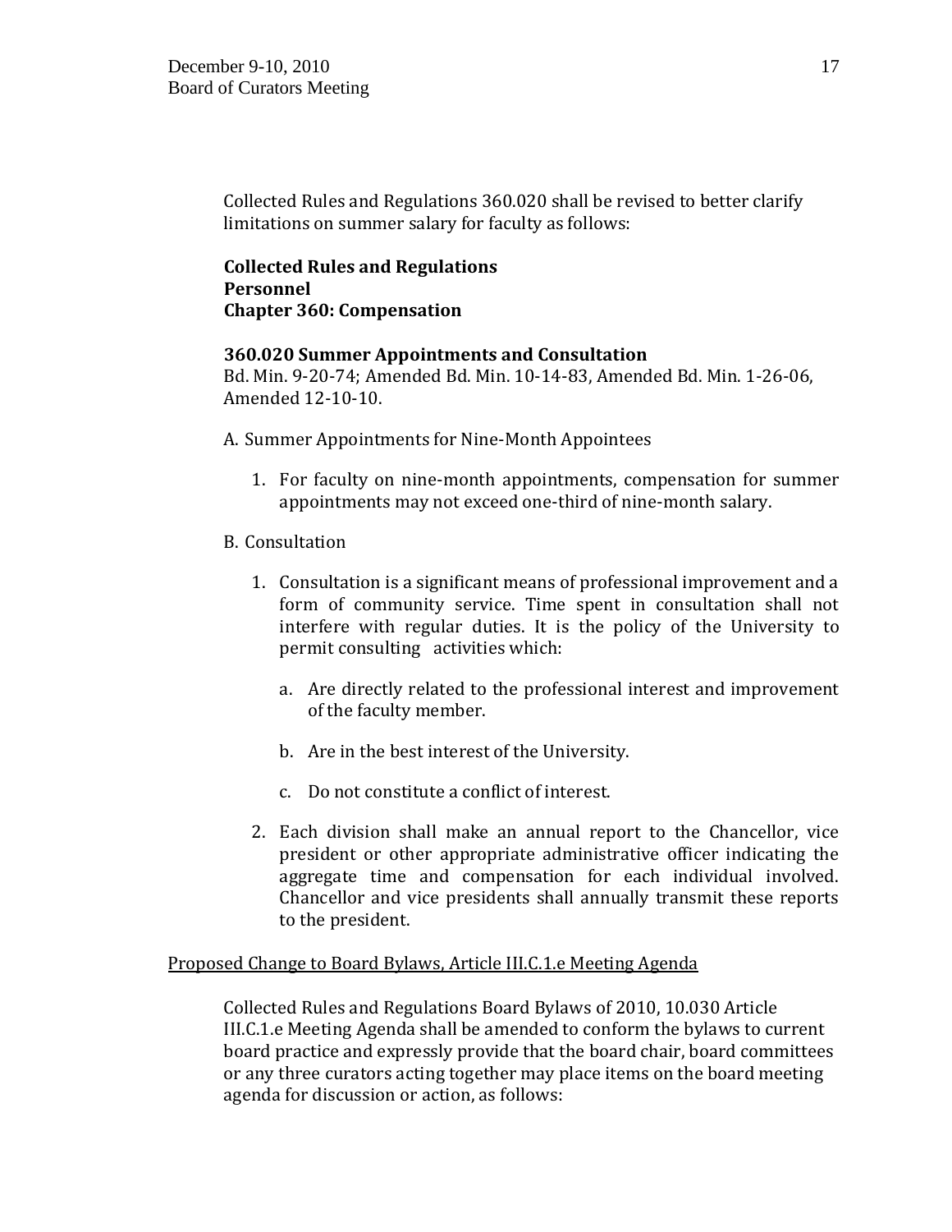Collected Rules and Regulations 360.020 shall be revised to better clarify limitations on summer salary for faculty as follows:

**Collected Rules and Regulations**
**Personnel**
**Chapter 360: Compensation**

**360.020 Summer Appointments and Consultation**
Bd. Min. 9-20-74; Amended Bd. Min. 10-14-83, Amended Bd. Min. 1-26-06, Amended 12-10-10.

A. Summer Appointments for Nine-Month Appointees

1. For faculty on nine-month appointments, compensation for summer appointments may not exceed one-third of nine-month salary.

B. Consultation

1. Consultation is a significant means of professional improvement and a form of community service. Time spent in consultation shall not interfere with regular duties. It is the policy of the University to permit consulting activities which:

   a. Are directly related to the professional interest and improvement of the faculty member.

   b. Are in the best interest of the University.

   c. Do not constitute a conflict of interest.

2. Each division shall make an annual report to the Chancellor, vice president or other appropriate administrative officer indicating the aggregate time and compensation for each individual involved. Chancellor and vice presidents shall annually transmit these reports to the president.

Proposed Change to Board Bylaws, Article III.C.1.e Meeting Agenda

Collected Rules and Regulations Board Bylaws of 2010, 10.030 Article III.C.1.e Meeting Agenda shall be amended to conform the bylaws to current board practice and expressly provide that the board chair, board committees or any three curators acting together may place items on the board meeting agenda for discussion or action, as follows: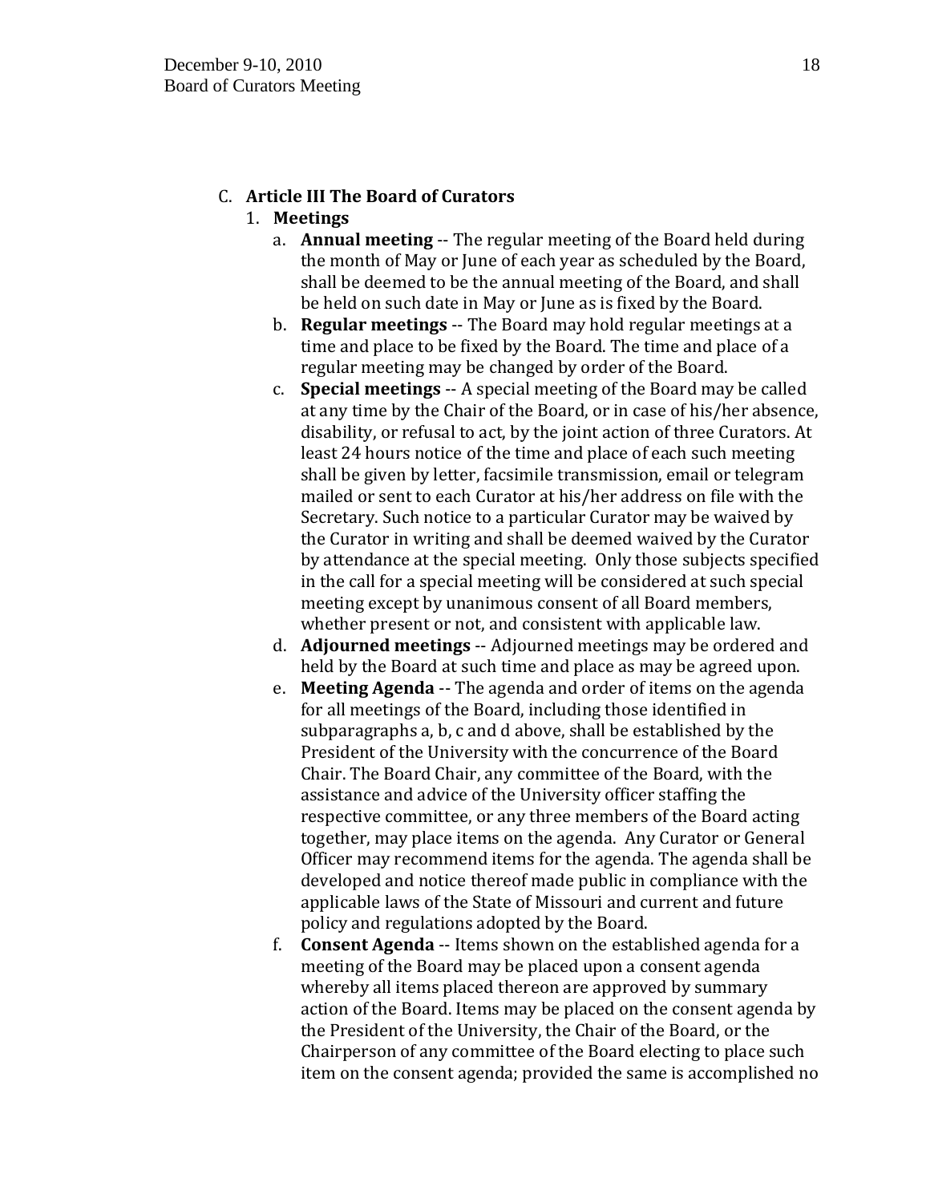C. **Article III The Board of Curators**

1. **Meetings**

   a. **Annual meeting** -- The regular meeting of the Board held during the month of May or June of each year as scheduled by the Board, shall be deemed to be the annual meeting of the Board, and shall be held on such date in May or June as is fixed by the Board.

   b. **Regular meetings** -- The Board may hold regular meetings at a time and place to be fixed by the Board. The time and place of a regular meeting may be changed by order of the Board.

   c. **Special meetings** -- A special meeting of the Board may be called at any time by the Chair of the Board, or in case of his/her absence, disability, or refusal to act, by the joint action of three Curators. At least 24 hours notice of the time and place of each such meeting shall be given by letter, facsimile transmission, email or telegram mailed or sent to each Curator at his/her address on file with the Secretary. Such notice to a particular Curator may be waived by the Curator in writing and shall be deemed waived by the Curator by attendance at the special meeting. Only those subjects specified in the call for a special meeting will be considered at such special meeting except by unanimous consent of all Board members, whether present or not, and consistent with applicable law.

   d. **Adjourned meetings** -- Adjourned meetings may be ordered and held by the Board at such time and place as may be agreed upon.

   e. **Meeting Agenda** -- The agenda and order of items on the agenda for all meetings of the Board, including those identified in subparagraphs a, b, c and d above, shall be established by the President of the University with the concurrence of the Board Chair. The Board Chair, any committee of the Board, with the assistance and advice of the University officer staffing the respective committee, or any three members of the Board acting together, may place items on the agenda. Any Curator or General Officer may recommend items for the agenda. The agenda shall be developed and notice thereof made public in compliance with the applicable laws of the State of Missouri and current and future policy and regulations adopted by the Board.

   f. **Consent Agenda** -- Items shown on the established agenda for a meeting of the Board may be placed upon a consent agenda whereby all items placed thereon are approved by summary action of the Board. Items may be placed on the consent agenda by the President of the University, the Chair of the Board, or the Chairperson of any committee of the Board electing to place such item on the consent agenda; provided the same is accomplished no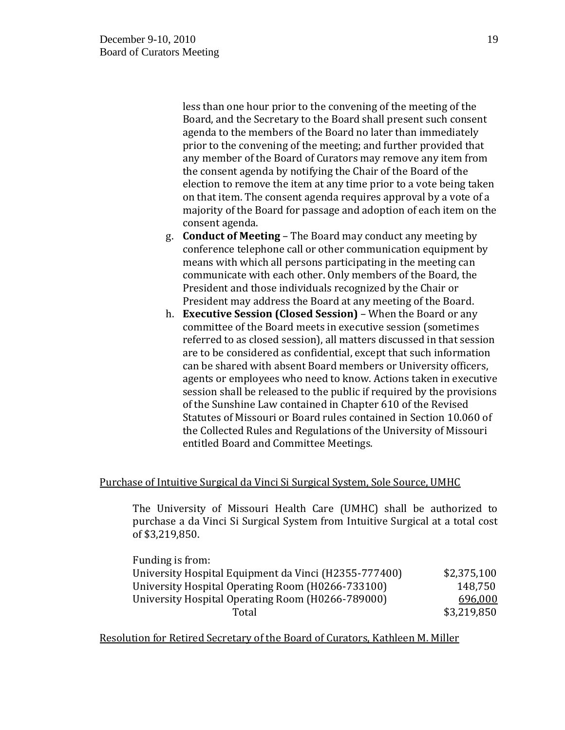less than one hour prior to the convening of the meeting of the Board, and the Secretary to the Board shall present such consent agenda to the members of the Board no later than immediately prior to the convening of the meeting; and further provided that any member of the Board of Curators may remove any item from the consent agenda by notifying the Chair of the Board of the election to remove the item at any time prior to a vote being taken on that item. The consent agenda requires approval by a vote of a majority of the Board for passage and adoption of each item on the consent agenda.

g. **Conduct of Meeting** – The Board may conduct any meeting by conference telephone call or other communication equipment by means with which all persons participating in the meeting can communicate with each other. Only members of the Board, the President and those individuals recognized by the Chair or President may address the Board at any meeting of the Board.

h. **Executive Session (Closed Session)** – When the Board or any committee of the Board meets in executive session (sometimes referred to as closed session), all matters discussed in that session are to be considered as confidential, except that such information can be shared with absent Board members or University officers, agents or employees who need to know. Actions taken in executive session shall be released to the public if required by the provisions of the Sunshine Law contained in Chapter 610 of the Revised Statutes of Missouri or Board rules contained in Section 10.060 of the Collected Rules and Regulations of the University of Missouri entitled Board and Committee Meetings.

<u>Purchase of Intuitive Surgical da Vinci Si Surgical System, Sole Source, UMHC</u>

The University of Missouri Health Care (UMHC) shall be authorized to purchase a da Vinci Si Surgical System from Intuitive Surgical at a total cost of $3,219,850.

Funding is from:

| | |
|---|---:|
| University Hospital Equipment da Vinci (H2355-777400) | $2,375,100 |
| University Hospital Operating Room (H0266-733100) | 148,750 |
| University Hospital Operating Room (H0266-789000) | 696,000 |
| Total | $3,219,850 |

<u>Resolution for Retired Secretary of the Board of Curators, Kathleen M. Miller</u>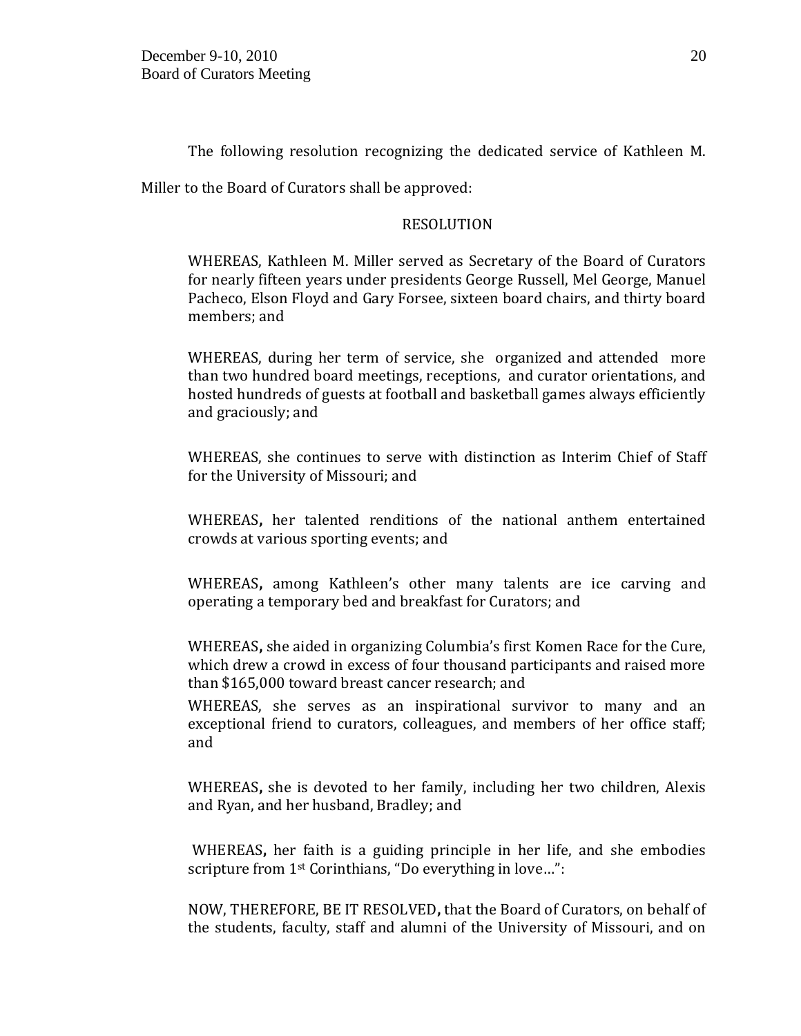The following resolution recognizing the dedicated service of Kathleen M. Miller to the Board of Curators shall be approved:

RESOLUTION

WHEREAS, Kathleen M. Miller served as Secretary of the Board of Curators for nearly fifteen years under presidents George Russell, Mel George, Manuel Pacheco, Elson Floyd and Gary Forsee, sixteen board chairs, and thirty board members; and

WHEREAS, during her term of service, she organized and attended more than two hundred board meetings, receptions, and curator orientations, and hosted hundreds of guests at football and basketball games always efficiently and graciously; and

WHEREAS, she continues to serve with distinction as Interim Chief of Staff for the University of Missouri; and

WHEREAS, her talented renditions of the national anthem entertained crowds at various sporting events; and

WHEREAS, among Kathleen's other many talents are ice carving and operating a temporary bed and breakfast for Curators; and

WHEREAS, she aided in organizing Columbia's first Komen Race for the Cure, which drew a crowd in excess of four thousand participants and raised more than $165,000 toward breast cancer research; and

WHEREAS, she serves as an inspirational survivor to many and an exceptional friend to curators, colleagues, and members of her office staff; and

WHEREAS, she is devoted to her family, including her two children, Alexis and Ryan, and her husband, Bradley; and

WHEREAS, her faith is a guiding principle in her life, and she embodies scripture from 1st Corinthians, "Do everything in love…":

NOW, THEREFORE, BE IT RESOLVED, that the Board of Curators, on behalf of the students, faculty, staff and alumni of the University of Missouri, and on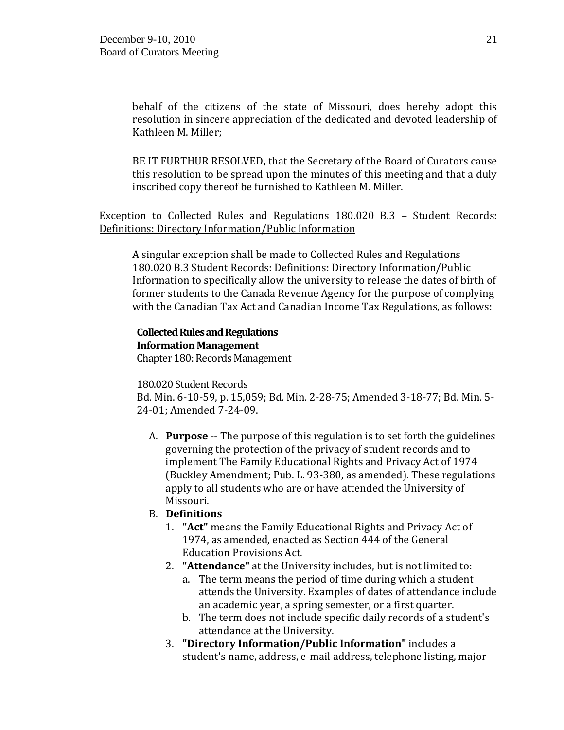behalf of the citizens of the state of Missouri, does hereby adopt this resolution in sincere appreciation of the dedicated and devoted leadership of Kathleen M. Miller;

BE IT FURTHUR RESOLVED**,** that the Secretary of the Board of Curators cause this resolution to be spread upon the minutes of this meeting and that a duly inscribed copy thereof be furnished to Kathleen M. Miller.

Exception to Collected Rules and Regulations 180.020 B.3 – Student Records: Definitions: Directory Information/Public Information

A singular exception shall be made to Collected Rules and Regulations 180.020 B.3 Student Records: Definitions: Directory Information/Public Information to specifically allow the university to release the dates of birth of former students to the Canada Revenue Agency for the purpose of complying with the Canadian Tax Act and Canadian Income Tax Regulations, as follows:

**Collected Rules and Regulations**
**Information Management**
Chapter 180: Records Management

180.020 Student Records
Bd. Min. 6-10-59, p. 15,059; Bd. Min. 2-28-75; Amended 3-18-77; Bd. Min. 5-24-01; Amended 7-24-09.

A. **Purpose** -- The purpose of this regulation is to set forth the guidelines governing the protection of the privacy of student records and to implement The Family Educational Rights and Privacy Act of 1974 (Buckley Amendment; Pub. L. 93-380, as amended). These regulations apply to all students who are or have attended the University of Missouri.
B. **Definitions**
   1. **"Act"** means the Family Educational Rights and Privacy Act of 1974, as amended, enacted as Section 444 of the General Education Provisions Act.
   2. **"Attendance"** at the University includes, but is not limited to:
      a. The term means the period of time during which a student attends the University. Examples of dates of attendance include an academic year, a spring semester, or a first quarter.
      b. The term does not include specific daily records of a student's attendance at the University.
   3. **"Directory Information/Public Information"** includes a student's name, address, e-mail address, telephone listing, major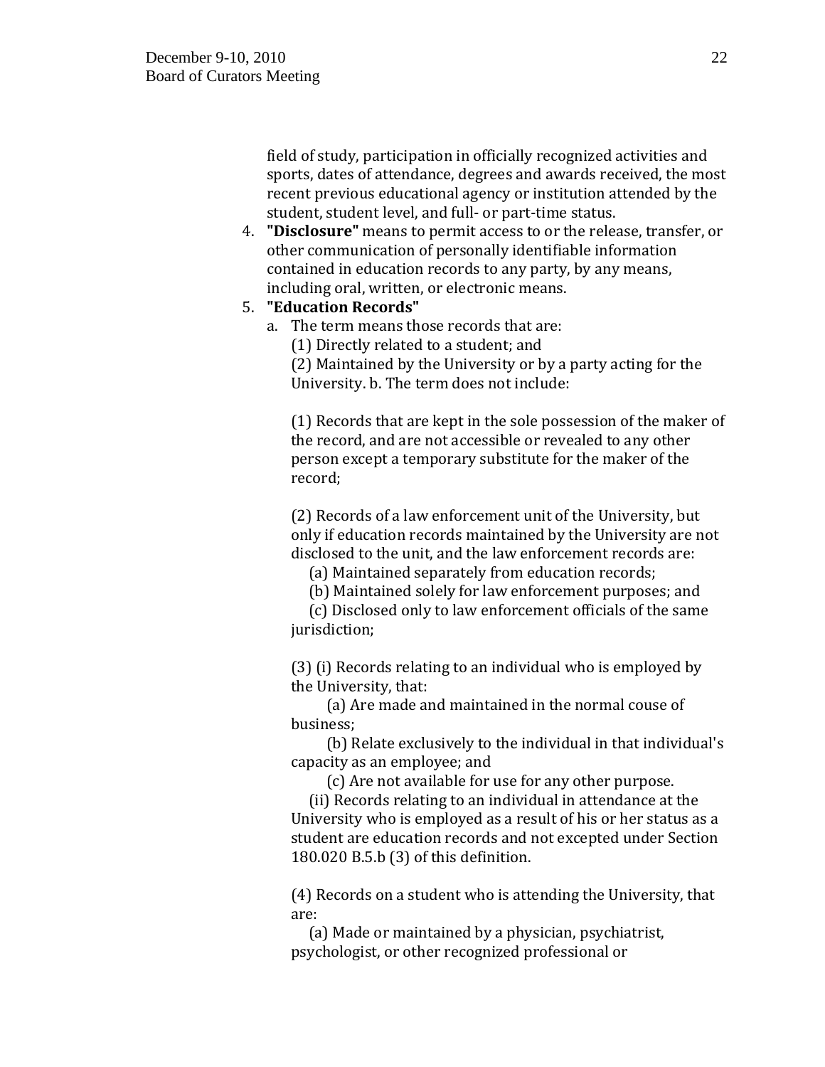field of study, participation in officially recognized activities and sports, dates of attendance, degrees and awards received, the most recent previous educational agency or institution attended by the student, student level, and full- or part-time status.

4. **"Disclosure"** means to permit access to or the release, transfer, or other communication of personally identifiable information contained in education records to any party, by any means, including oral, written, or electronic means.
5. **"Education Records"**
   a. The term means those records that are:
      (1) Directly related to a student; and
      (2) Maintained by the University or by a party acting for the University. b. The term does not include:

      (1) Records that are kept in the sole possession of the maker of the record, and are not accessible or revealed to any other person except a temporary substitute for the maker of the record;

      (2) Records of a law enforcement unit of the University, but only if education records maintained by the University are not disclosed to the unit, and the law enforcement records are:
         (a) Maintained separately from education records;
         (b) Maintained solely for law enforcement purposes; and
         (c) Disclosed only to law enforcement officials of the same jurisdiction;

      (3) (i) Records relating to an individual who is employed by the University, that:
            (a) Are made and maintained in the normal couse of business;
            (b) Relate exclusively to the individual in that individual's capacity as an employee; and
            (c) Are not available for use for any other purpose.
         (ii) Records relating to an individual in attendance at the University who is employed as a result of his or her status as a student are education records and not excepted under Section 180.020 B.5.b (3) of this definition.

      (4) Records on a student who is attending the University, that are:
         (a) Made or maintained by a physician, psychiatrist, psychologist, or other recognized professional or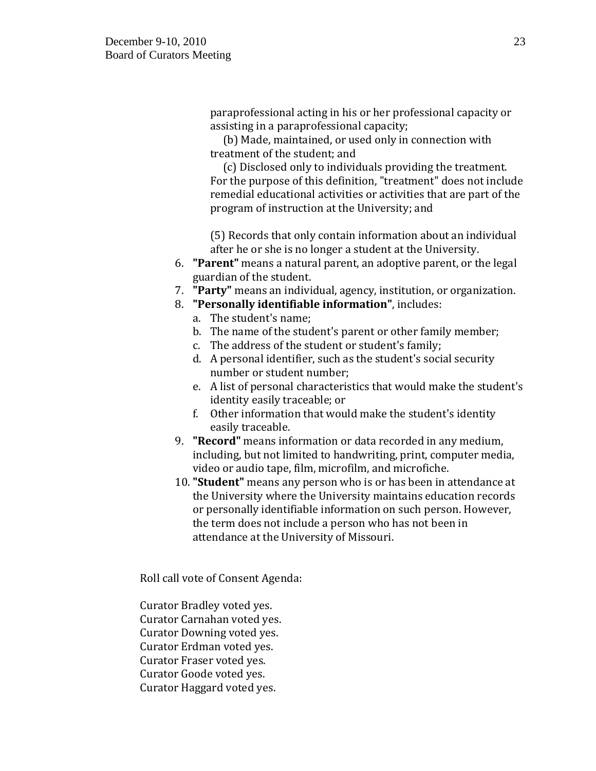paraprofessional acting in his or her professional capacity or assisting in a paraprofessional capacity;

(b) Made, maintained, or used only in connection with treatment of the student; and

(c) Disclosed only to individuals providing the treatment. For the purpose of this definition, "treatment" does not include remedial educational activities or activities that are part of the program of instruction at the University; and

(5) Records that only contain information about an individual after he or she is no longer a student at the University.

6. **"Parent"** means a natural parent, an adoptive parent, or the legal guardian of the student.
7. **"Party"** means an individual, agency, institution, or organization.
8. **"Personally identifiable information"**, includes:
   a. The student's name;
   b. The name of the student's parent or other family member;
   c. The address of the student or student's family;
   d. A personal identifier, such as the student's social security number or student number;
   e. A list of personal characteristics that would make the student's identity easily traceable; or
   f. Other information that would make the student's identity easily traceable.
9. **"Record"** means information or data recorded in any medium, including, but not limited to handwriting, print, computer media, video or audio tape, film, microfilm, and microfiche.
10. **"Student"** means any person who is or has been in attendance at the University where the University maintains education records or personally identifiable information on such person. However, the term does not include a person who has not been in attendance at the University of Missouri.

Roll call vote of Consent Agenda:

Curator Bradley voted yes.
Curator Carnahan voted yes.
Curator Downing voted yes.
Curator Erdman voted yes.
Curator Fraser voted yes.
Curator Goode voted yes.
Curator Haggard voted yes.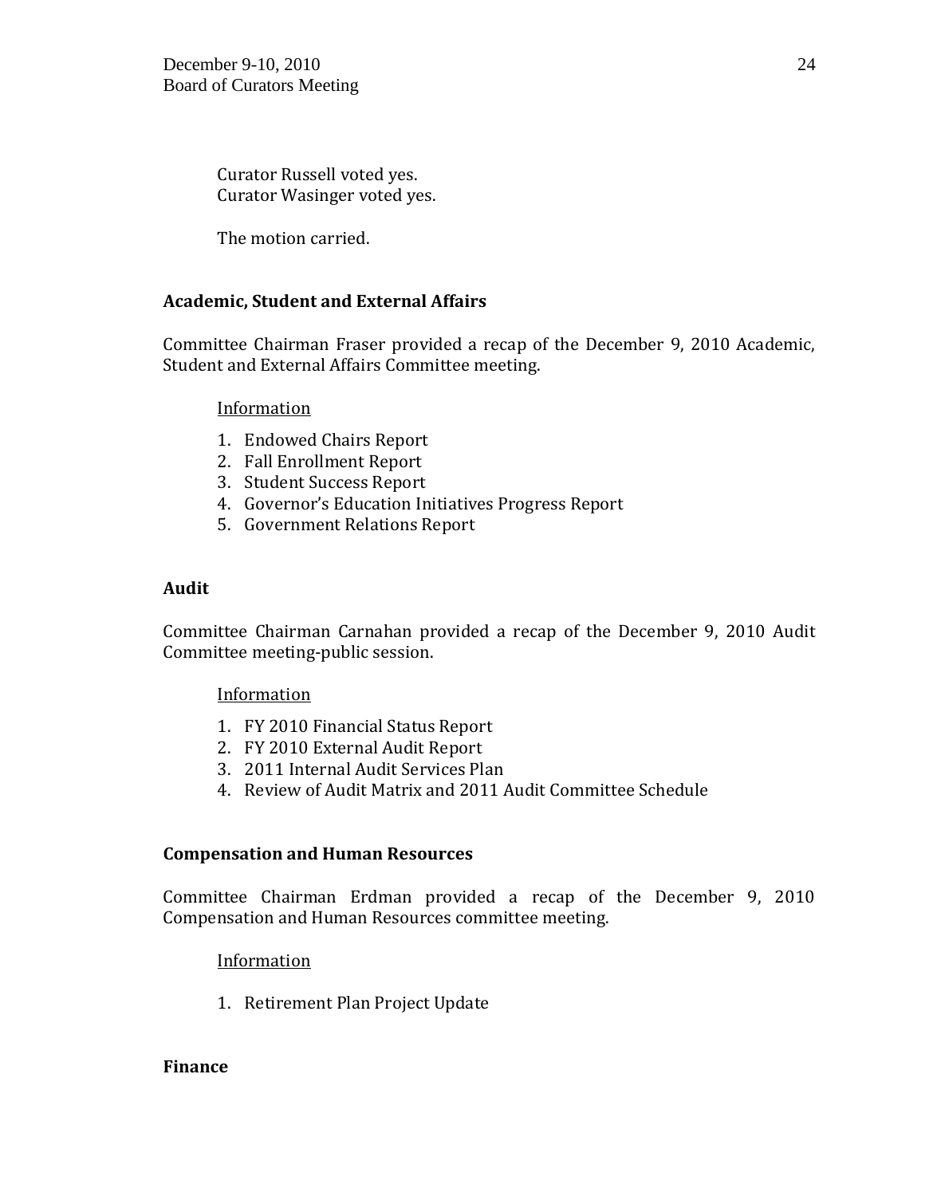Curator Russell voted yes.
Curator Wasinger voted yes.

The motion carried.

## Academic, Student and External Affairs

Committee Chairman Fraser provided a recap of the December 9, 2010 Academic, Student and External Affairs Committee meeting.

Information

1. Endowed Chairs Report
2. Fall Enrollment Report
3. Student Success Report
4. Governor's Education Initiatives Progress Report
5. Government Relations Report

## Audit

Committee Chairman Carnahan provided a recap of the December 9, 2010 Audit Committee meeting-public session.

Information

1. FY 2010 Financial Status Report
2. FY 2010 External Audit Report
3. 2011 Internal Audit Services Plan
4. Review of Audit Matrix and 2011 Audit Committee Schedule

## Compensation and Human Resources

Committee Chairman Erdman provided a recap of the December 9, 2010 Compensation and Human Resources committee meeting.

Information

1. Retirement Plan Project Update

## Finance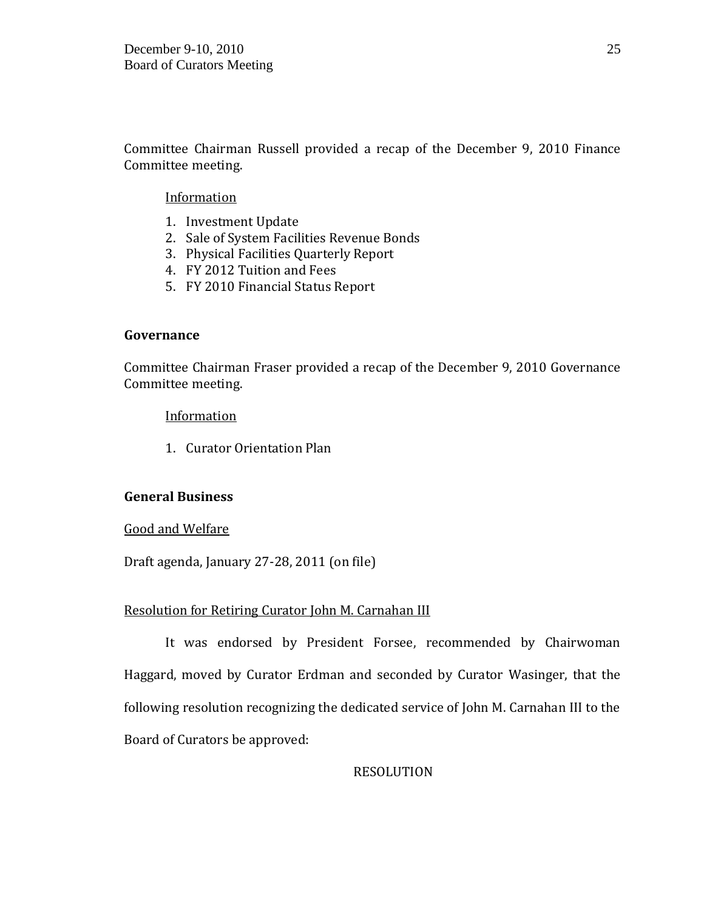Committee Chairman Russell provided a recap of the December 9, 2010 Finance Committee meeting.

Information

1. Investment Update
2. Sale of System Facilities Revenue Bonds
3. Physical Facilities Quarterly Report
4. FY 2012 Tuition and Fees
5. FY 2010 Financial Status Report

**Governance**

Committee Chairman Fraser provided a recap of the December 9, 2010 Governance Committee meeting.

Information

1. Curator Orientation Plan

**General Business**

Good and Welfare

Draft agenda, January 27-28, 2011 (on file)

Resolution for Retiring Curator John M. Carnahan III

It was endorsed by President Forsee, recommended by Chairwoman Haggard, moved by Curator Erdman and seconded by Curator Wasinger, that the following resolution recognizing the dedicated service of John M. Carnahan III to the Board of Curators be approved:

RESOLUTION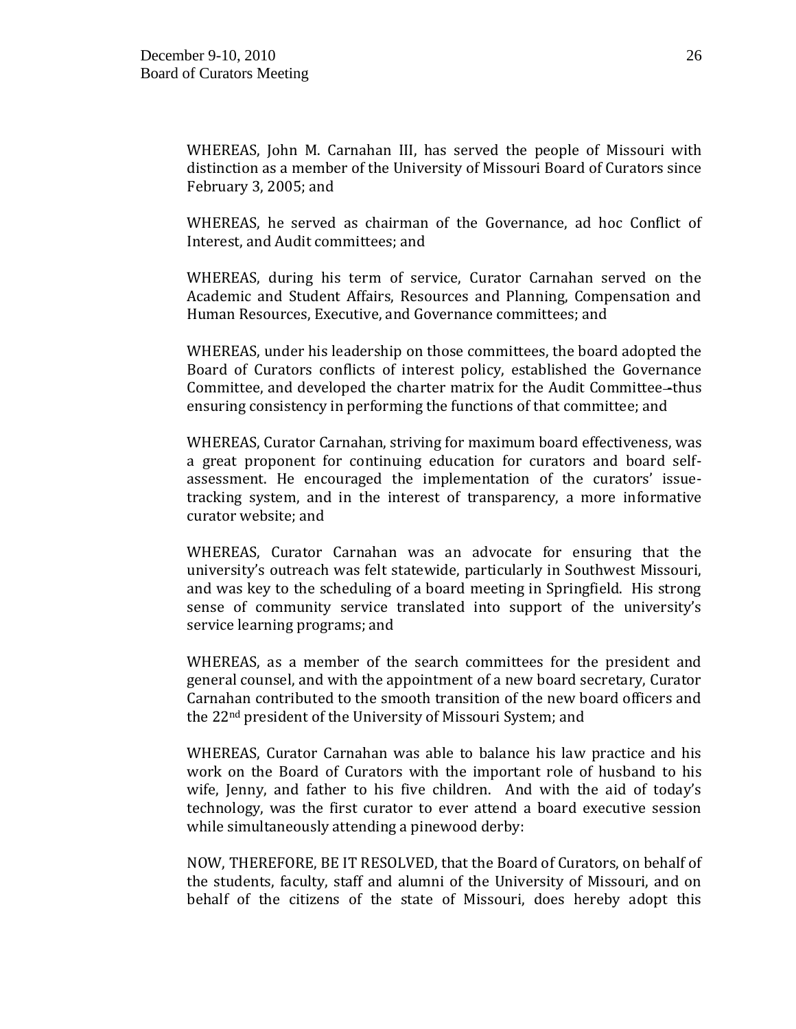WHEREAS, John M. Carnahan III, has served the people of Missouri with distinction as a member of the University of Missouri Board of Curators since February 3, 2005; and

WHEREAS, he served as chairman of the Governance, ad hoc Conflict of Interest, and Audit committees; and

WHEREAS, during his term of service, Curator Carnahan served on the Academic and Student Affairs, Resources and Planning, Compensation and Human Resources, Executive, and Governance committees; and

WHEREAS, under his leadership on those committees, the board adopted the Board of Curators conflicts of interest policy, established the Governance Committee, and developed the charter matrix for the Audit Committee--thus ensuring consistency in performing the functions of that committee; and

WHEREAS, Curator Carnahan, striving for maximum board effectiveness, was a great proponent for continuing education for curators and board self-assessment. He encouraged the implementation of the curators' issue-tracking system, and in the interest of transparency, a more informative curator website; and

WHEREAS, Curator Carnahan was an advocate for ensuring that the university's outreach was felt statewide, particularly in Southwest Missouri, and was key to the scheduling of a board meeting in Springfield. His strong sense of community service translated into support of the university's service learning programs; and

WHEREAS, as a member of the search committees for the president and general counsel, and with the appointment of a new board secretary, Curator Carnahan contributed to the smooth transition of the new board officers and the 22nd president of the University of Missouri System; and

WHEREAS, Curator Carnahan was able to balance his law practice and his work on the Board of Curators with the important role of husband to his wife, Jenny, and father to his five children. And with the aid of today's technology, was the first curator to ever attend a board executive session while simultaneously attending a pinewood derby:

NOW, THEREFORE, BE IT RESOLVED, that the Board of Curators, on behalf of the students, faculty, staff and alumni of the University of Missouri, and on behalf of the citizens of the state of Missouri, does hereby adopt this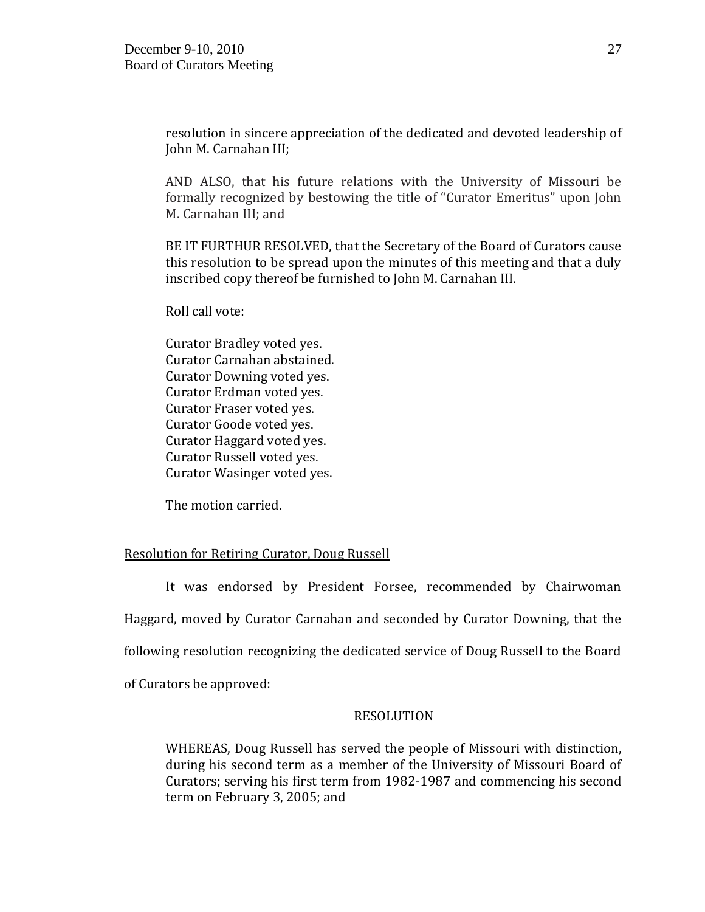resolution in sincere appreciation of the dedicated and devoted leadership of John M. Carnahan III;

AND ALSO, that his future relations with the University of Missouri be formally recognized by bestowing the title of "Curator Emeritus" upon John M. Carnahan III; and

BE IT FURTHUR RESOLVED, that the Secretary of the Board of Curators cause this resolution to be spread upon the minutes of this meeting and that a duly inscribed copy thereof be furnished to John M. Carnahan III.

Roll call vote:

Curator Bradley voted yes.  
Curator Carnahan abstained.  
Curator Downing voted yes.  
Curator Erdman voted yes.  
Curator Fraser voted yes.  
Curator Goode voted yes.  
Curator Haggard voted yes.  
Curator Russell voted yes.  
Curator Wasinger voted yes.

The motion carried.

<u>Resolution for Retiring Curator, Doug Russell</u>

It was endorsed by President Forsee, recommended by Chairwoman Haggard, moved by Curator Carnahan and seconded by Curator Downing, that the following resolution recognizing the dedicated service of Doug Russell to the Board of Curators be approved:

RESOLUTION

WHEREAS, Doug Russell has served the people of Missouri with distinction, during his second term as a member of the University of Missouri Board of Curators; serving his first term from 1982-1987 and commencing his second term on February 3, 2005; and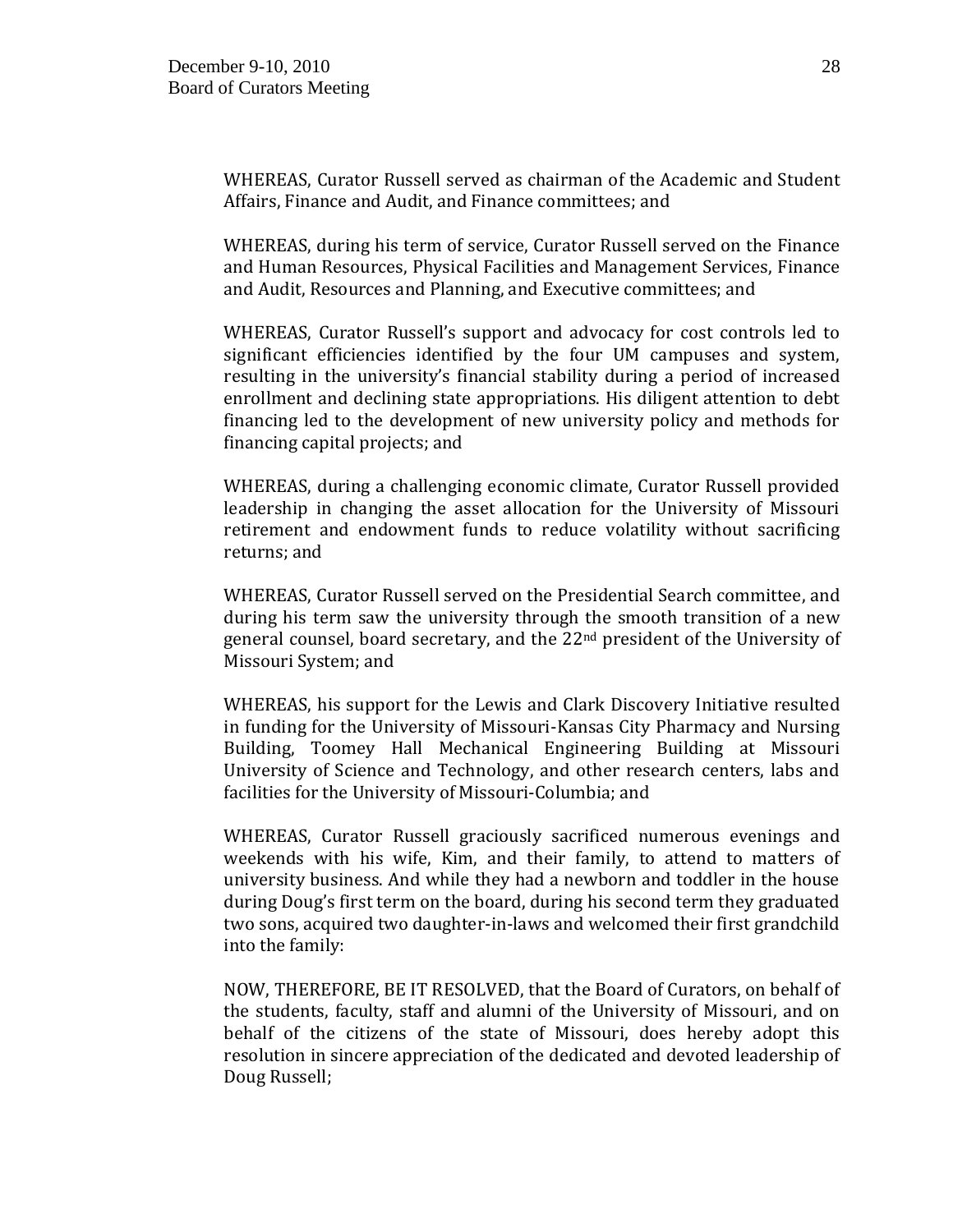WHEREAS, Curator Russell served as chairman of the Academic and Student Affairs, Finance and Audit, and Finance committees; and

WHEREAS, during his term of service, Curator Russell served on the Finance and Human Resources, Physical Facilities and Management Services, Finance and Audit, Resources and Planning, and Executive committees; and

WHEREAS, Curator Russell's support and advocacy for cost controls led to significant efficiencies identified by the four UM campuses and system, resulting in the university's financial stability during a period of increased enrollment and declining state appropriations. His diligent attention to debt financing led to the development of new university policy and methods for financing capital projects; and

WHEREAS, during a challenging economic climate, Curator Russell provided leadership in changing the asset allocation for the University of Missouri retirement and endowment funds to reduce volatility without sacrificing returns; and

WHEREAS, Curator Russell served on the Presidential Search committee, and during his term saw the university through the smooth transition of a new general counsel, board secretary, and the 22nd president of the University of Missouri System; and

WHEREAS, his support for the Lewis and Clark Discovery Initiative resulted in funding for the University of Missouri-Kansas City Pharmacy and Nursing Building, Toomey Hall Mechanical Engineering Building at Missouri University of Science and Technology, and other research centers, labs and facilities for the University of Missouri-Columbia; and

WHEREAS, Curator Russell graciously sacrificed numerous evenings and weekends with his wife, Kim, and their family, to attend to matters of university business. And while they had a newborn and toddler in the house during Doug's first term on the board, during his second term they graduated two sons, acquired two daughter-in-laws and welcomed their first grandchild into the family:

NOW, THEREFORE, BE IT RESOLVED, that the Board of Curators, on behalf of the students, faculty, staff and alumni of the University of Missouri, and on behalf of the citizens of the state of Missouri, does hereby adopt this resolution in sincere appreciation of the dedicated and devoted leadership of Doug Russell;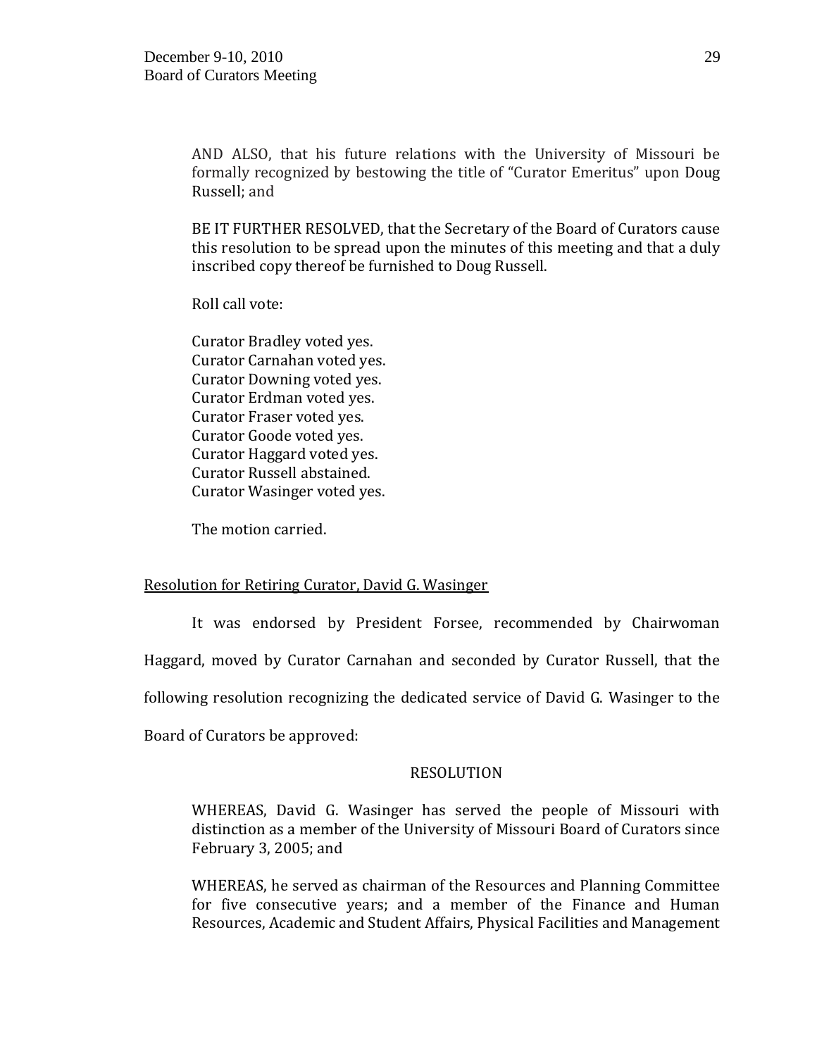AND ALSO, that his future relations with the University of Missouri be formally recognized by bestowing the title of "Curator Emeritus" upon Doug Russell; and

BE IT FURTHER RESOLVED, that the Secretary of the Board of Curators cause this resolution to be spread upon the minutes of this meeting and that a duly inscribed copy thereof be furnished to Doug Russell.

Roll call vote:

Curator Bradley voted yes.
Curator Carnahan voted yes.
Curator Downing voted yes.
Curator Erdman voted yes.
Curator Fraser voted yes.
Curator Goode voted yes.
Curator Haggard voted yes.
Curator Russell abstained.
Curator Wasinger voted yes.

The motion carried.

Resolution for Retiring Curator, David G. Wasinger

It was endorsed by President Forsee, recommended by Chairwoman Haggard, moved by Curator Carnahan and seconded by Curator Russell, that the following resolution recognizing the dedicated service of David G. Wasinger to the Board of Curators be approved:

RESOLUTION

WHEREAS, David G. Wasinger has served the people of Missouri with distinction as a member of the University of Missouri Board of Curators since February 3, 2005; and

WHEREAS, he served as chairman of the Resources and Planning Committee for five consecutive years; and a member of the Finance and Human Resources, Academic and Student Affairs, Physical Facilities and Management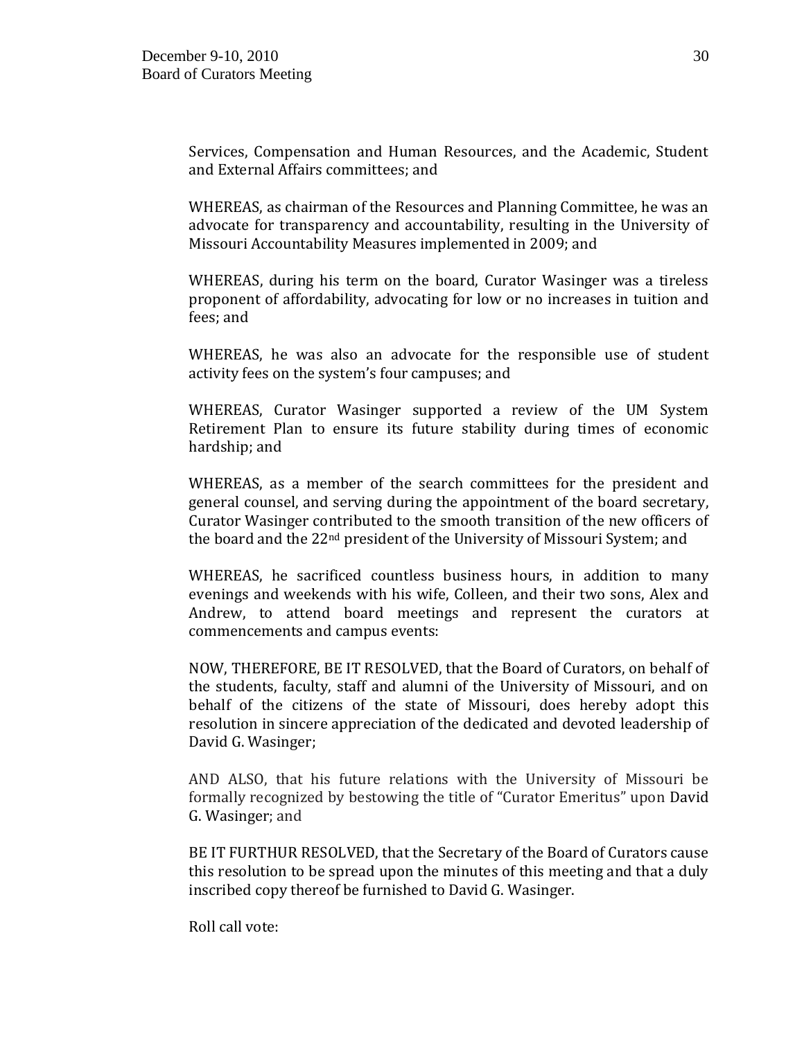Services, Compensation and Human Resources, and the Academic, Student and External Affairs committees; and

WHEREAS, as chairman of the Resources and Planning Committee, he was an advocate for transparency and accountability, resulting in the University of Missouri Accountability Measures implemented in 2009; and

WHEREAS, during his term on the board, Curator Wasinger was a tireless proponent of affordability, advocating for low or no increases in tuition and fees; and

WHEREAS, he was also an advocate for the responsible use of student activity fees on the system's four campuses; and

WHEREAS, Curator Wasinger supported a review of the UM System Retirement Plan to ensure its future stability during times of economic hardship; and

WHEREAS, as a member of the search committees for the president and general counsel, and serving during the appointment of the board secretary, Curator Wasinger contributed to the smooth transition of the new officers of the board and the 22nd president of the University of Missouri System; and

WHEREAS, he sacrificed countless business hours, in addition to many evenings and weekends with his wife, Colleen, and their two sons, Alex and Andrew, to attend board meetings and represent the curators at commencements and campus events:

NOW, THEREFORE, BE IT RESOLVED, that the Board of Curators, on behalf of the students, faculty, staff and alumni of the University of Missouri, and on behalf of the citizens of the state of Missouri, does hereby adopt this resolution in sincere appreciation of the dedicated and devoted leadership of David G. Wasinger;

AND ALSO, that his future relations with the University of Missouri be formally recognized by bestowing the title of "Curator Emeritus" upon David G. Wasinger; and

BE IT FURTHUR RESOLVED, that the Secretary of the Board of Curators cause this resolution to be spread upon the minutes of this meeting and that a duly inscribed copy thereof be furnished to David G. Wasinger.

Roll call vote: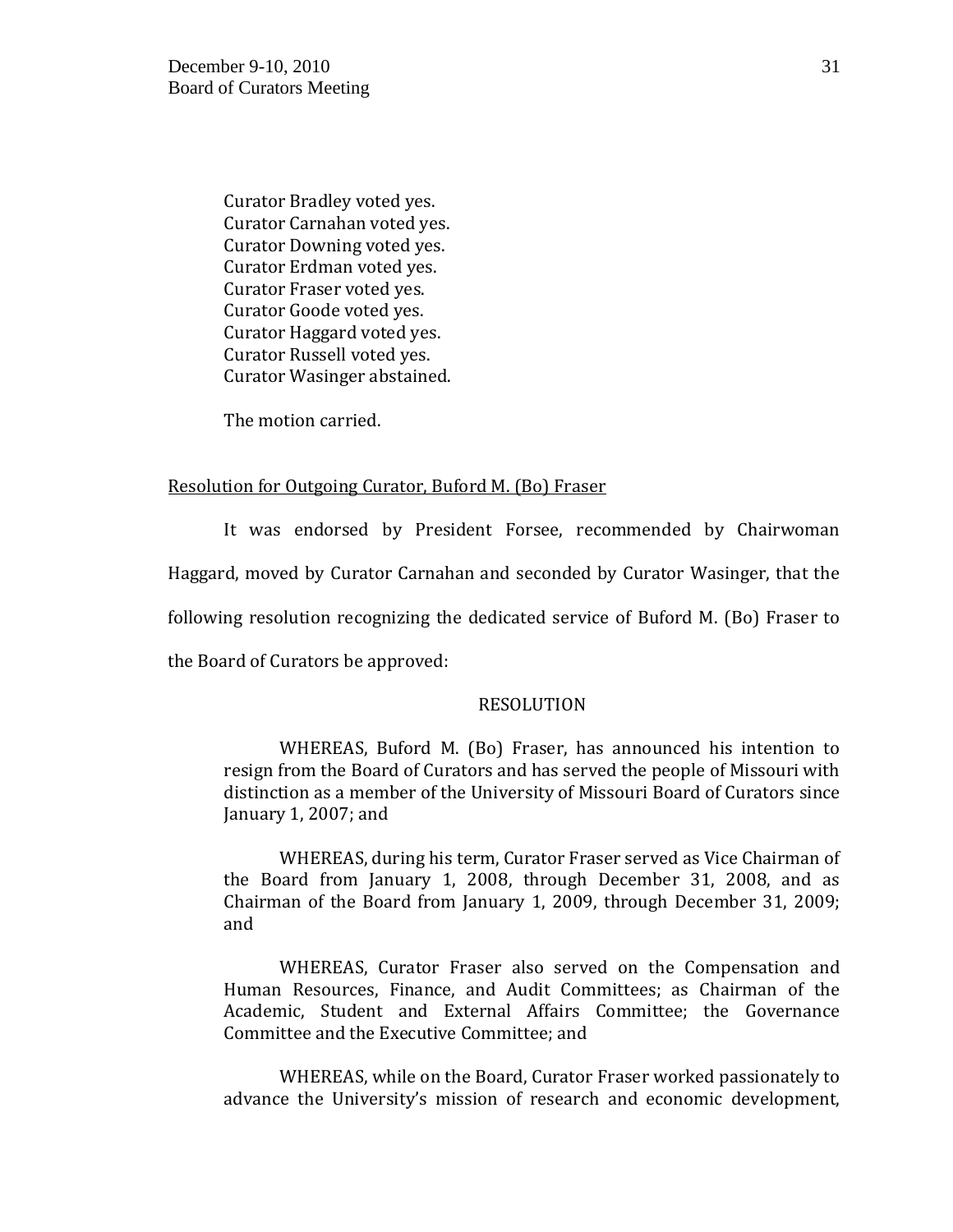Curator Bradley voted yes.
Curator Carnahan voted yes.
Curator Downing voted yes.
Curator Erdman voted yes.
Curator Fraser voted yes.
Curator Goode voted yes.
Curator Haggard voted yes.
Curator Russell voted yes.
Curator Wasinger abstained.

The motion carried.

Resolution for Outgoing Curator, Buford M. (Bo) Fraser

It was endorsed by President Forsee, recommended by Chairwoman Haggard, moved by Curator Carnahan and seconded by Curator Wasinger, that the following resolution recognizing the dedicated service of Buford M. (Bo) Fraser to the Board of Curators be approved:

RESOLUTION

WHEREAS, Buford M. (Bo) Fraser, has announced his intention to resign from the Board of Curators and has served the people of Missouri with distinction as a member of the University of Missouri Board of Curators since January 1, 2007; and

WHEREAS, during his term, Curator Fraser served as Vice Chairman of the Board from January 1, 2008, through December 31, 2008, and as Chairman of the Board from January 1, 2009, through December 31, 2009; and

WHEREAS, Curator Fraser also served on the Compensation and Human Resources, Finance, and Audit Committees; as Chairman of the Academic, Student and External Affairs Committee; the Governance Committee and the Executive Committee; and

WHEREAS, while on the Board, Curator Fraser worked passionately to advance the University's mission of research and economic development,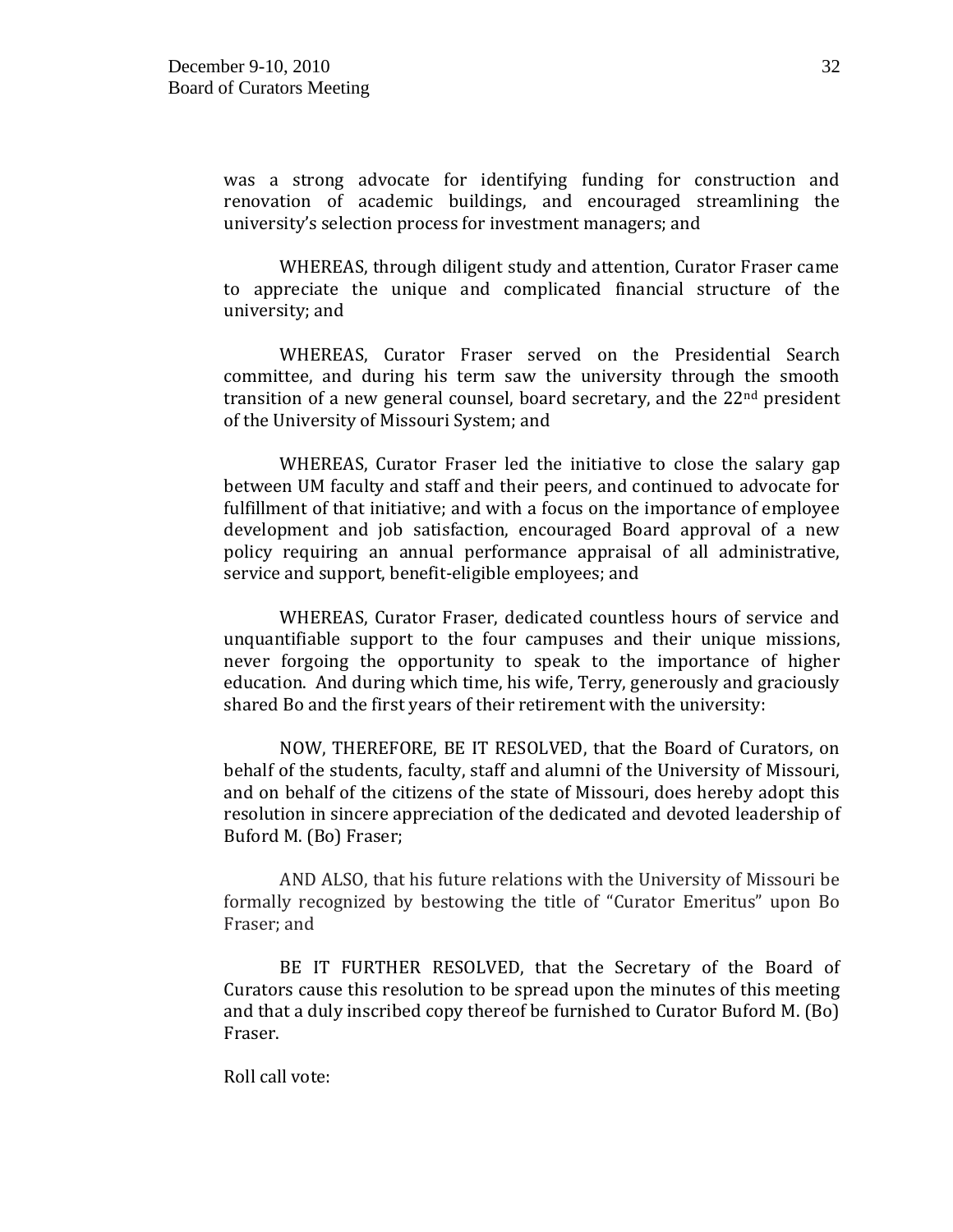was a strong advocate for identifying funding for construction and renovation of academic buildings, and encouraged streamlining the university's selection process for investment managers; and

WHEREAS, through diligent study and attention, Curator Fraser came to appreciate the unique and complicated financial structure of the university; and

WHEREAS, Curator Fraser served on the Presidential Search committee, and during his term saw the university through the smooth transition of a new general counsel, board secretary, and the 22nd president of the University of Missouri System; and

WHEREAS, Curator Fraser led the initiative to close the salary gap between UM faculty and staff and their peers, and continued to advocate for fulfillment of that initiative; and with a focus on the importance of employee development and job satisfaction, encouraged Board approval of a new policy requiring an annual performance appraisal of all administrative, service and support, benefit-eligible employees; and

WHEREAS, Curator Fraser, dedicated countless hours of service and unquantifiable support to the four campuses and their unique missions, never forgoing the opportunity to speak to the importance of higher education. And during which time, his wife, Terry, generously and graciously shared Bo and the first years of their retirement with the university:

NOW, THEREFORE, BE IT RESOLVED, that the Board of Curators, on behalf of the students, faculty, staff and alumni of the University of Missouri, and on behalf of the citizens of the state of Missouri, does hereby adopt this resolution in sincere appreciation of the dedicated and devoted leadership of Buford M. (Bo) Fraser;

AND ALSO, that his future relations with the University of Missouri be formally recognized by bestowing the title of "Curator Emeritus" upon Bo Fraser; and

BE IT FURTHER RESOLVED, that the Secretary of the Board of Curators cause this resolution to be spread upon the minutes of this meeting and that a duly inscribed copy thereof be furnished to Curator Buford M. (Bo) Fraser.

Roll call vote: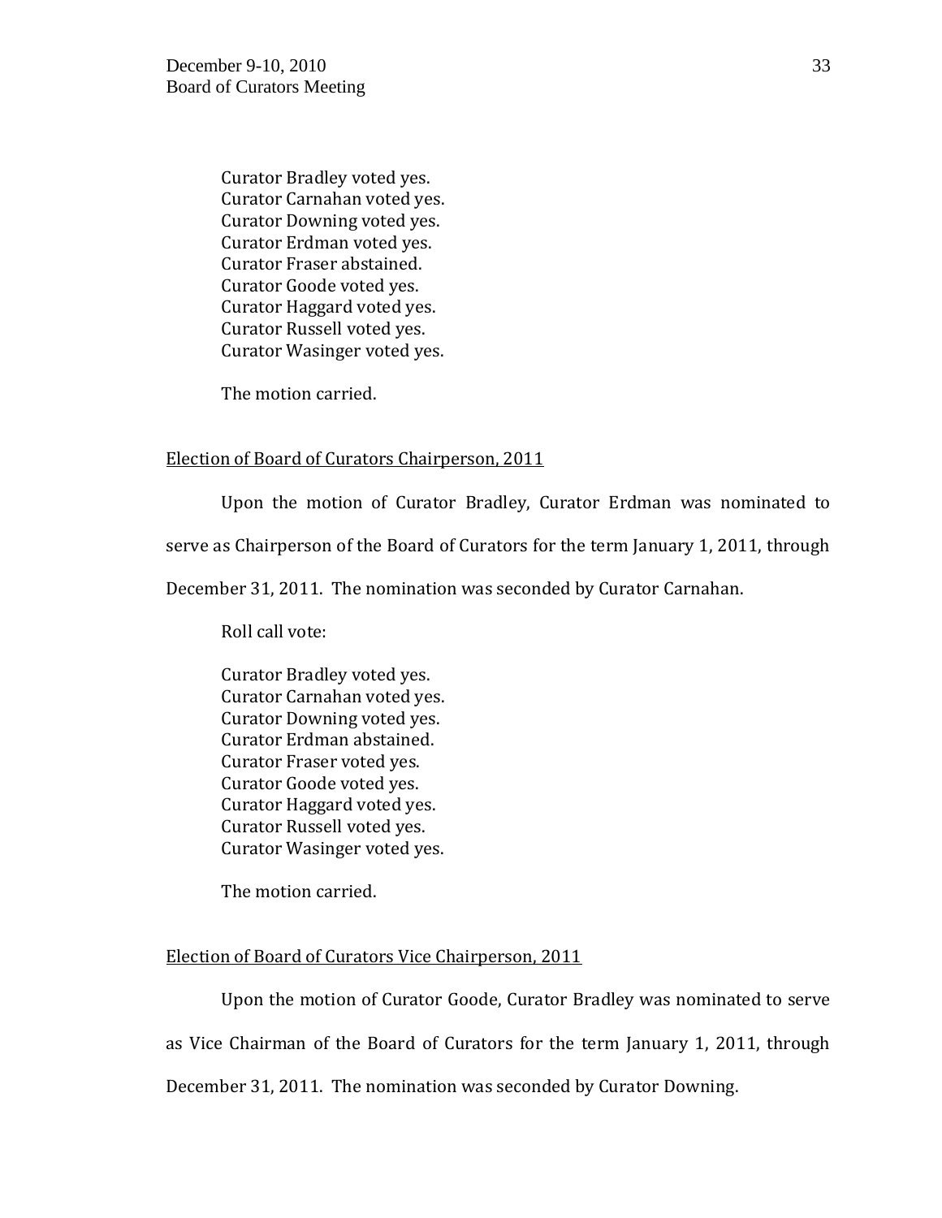Curator Bradley voted yes.
Curator Carnahan voted yes.
Curator Downing voted yes.
Curator Erdman voted yes.
Curator Fraser abstained.
Curator Goode voted yes.
Curator Haggard voted yes.
Curator Russell voted yes.
Curator Wasinger voted yes.

The motion carried.

Election of Board of Curators Chairperson, 2011

Upon the motion of Curator Bradley, Curator Erdman was nominated to serve as Chairperson of the Board of Curators for the term January 1, 2011, through December 31, 2011. The nomination was seconded by Curator Carnahan.

Roll call vote:

Curator Bradley voted yes.
Curator Carnahan voted yes.
Curator Downing voted yes.
Curator Erdman abstained.
Curator Fraser voted yes.
Curator Goode voted yes.
Curator Haggard voted yes.
Curator Russell voted yes.
Curator Wasinger voted yes.

The motion carried.

Election of Board of Curators Vice Chairperson, 2011

Upon the motion of Curator Goode, Curator Bradley was nominated to serve as Vice Chairman of the Board of Curators for the term January 1, 2011, through December 31, 2011. The nomination was seconded by Curator Downing.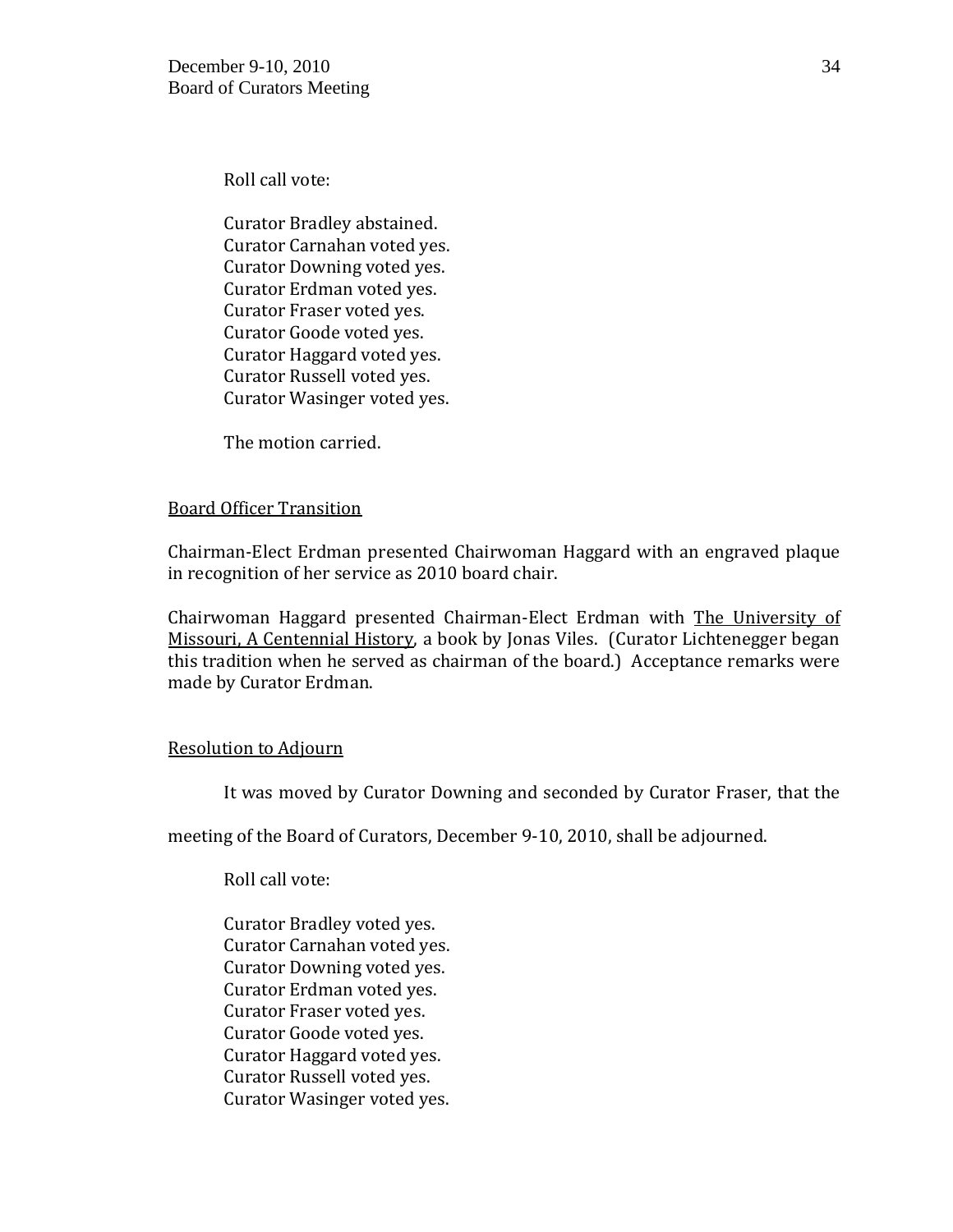Roll call vote:

Curator Bradley abstained.
Curator Carnahan voted yes.
Curator Downing voted yes.
Curator Erdman voted yes.
Curator Fraser voted yes.
Curator Goode voted yes.
Curator Haggard voted yes.
Curator Russell voted yes.
Curator Wasinger voted yes.

The motion carried.

## Board Officer Transition

Chairman-Elect Erdman presented Chairwoman Haggard with an engraved plaque in recognition of her service as 2010 board chair.

Chairwoman Haggard presented Chairman-Elect Erdman with The University of Missouri, A Centennial History, a book by Jonas Viles. (Curator Lichtenegger began this tradition when he served as chairman of the board.) Acceptance remarks were made by Curator Erdman.

## Resolution to Adjourn

It was moved by Curator Downing and seconded by Curator Fraser, that the meeting of the Board of Curators, December 9-10, 2010, shall be adjourned.

Roll call vote:

Curator Bradley voted yes.
Curator Carnahan voted yes.
Curator Downing voted yes.
Curator Erdman voted yes.
Curator Fraser voted yes.
Curator Goode voted yes.
Curator Haggard voted yes.
Curator Russell voted yes.
Curator Wasinger voted yes.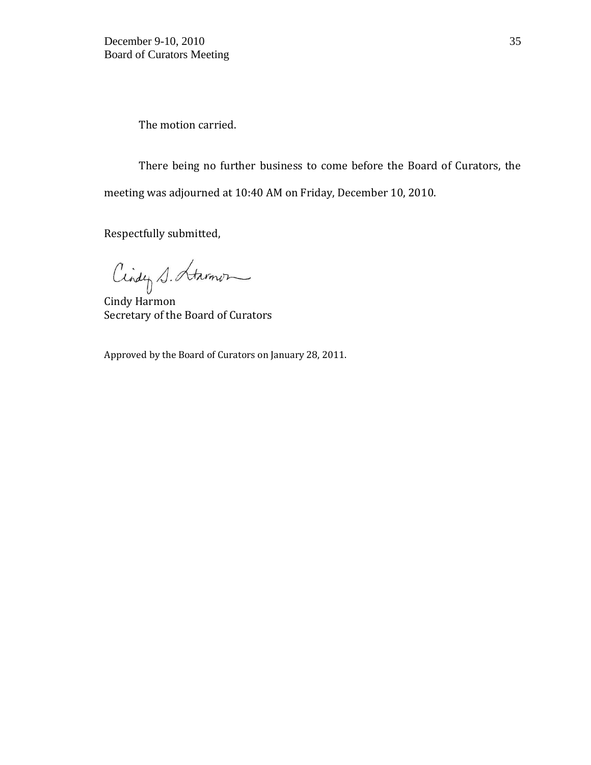The motion carried.

There being no further business to come before the Board of Curators, the meeting was adjourned at 10:40 AM on Friday, December 10, 2010.

Respectfully submitted,

Cindy S. Harmon

Cindy Harmon
Secretary of the Board of Curators

Approved by the Board of Curators on January 28, 2011.